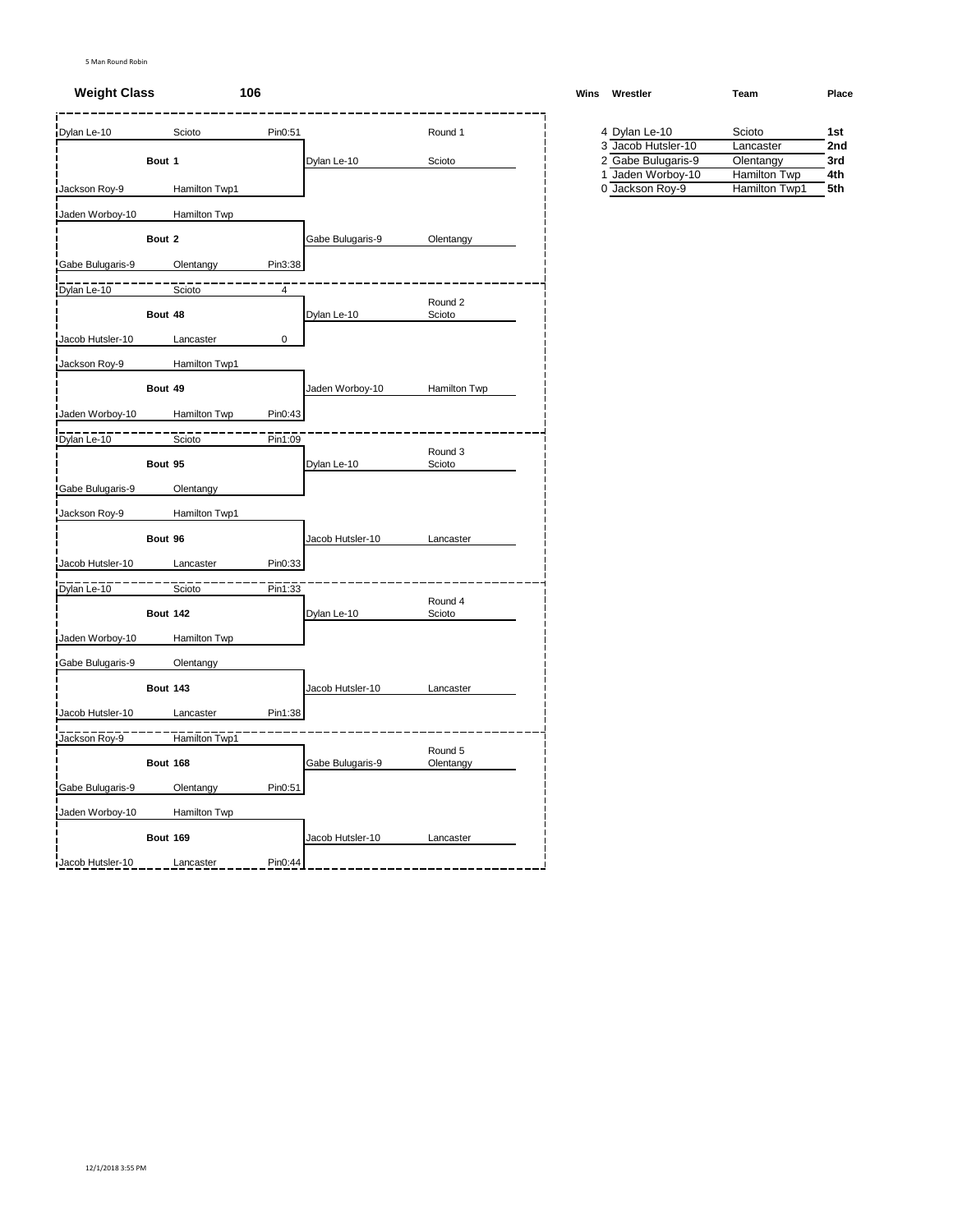5 Man Round Robin

**Weight Class** **106**

| Wrestler 1 | Team 1 | Result 1 | Bout | Wrestler 2 | Team 2 | Result 2 | Winner | Winner Team | Round |
|---|---|---|---|---|---|---|---|---|---|
| Dylan Le-10 | Scioto | Pin0:51 | Bout 1 | Jackson Roy-9 | Hamilton Twp1 | | Dylan Le-10 | Scioto | Round 1 |
| Jaden Worboy-10 | Hamilton Twp | | Bout 2 | Gabe Bulugaris-9 | Olentangy | Pin3:38 | Gabe Bulugaris-9 | Olentangy | Round 1 |
| Dylan Le-10 | Scioto | 4 | Bout 48 | Jacob Hutsler-10 | Lancaster | 0 | Dylan Le-10 | Scioto | Round 2 |
| Jackson Roy-9 | Hamilton Twp1 | | Bout 49 | Jaden Worboy-10 | Hamilton Twp | Pin0:43 | Jaden Worboy-10 | Hamilton Twp | Round 2 |
| Dylan Le-10 | Scioto | Pin1:09 | Bout 95 | Gabe Bulugaris-9 | Olentangy | | Dylan Le-10 | Scioto | Round 3 |
| Jackson Roy-9 | Hamilton Twp1 | | Bout 96 | Jacob Hutsler-10 | Lancaster | Pin0:33 | Jacob Hutsler-10 | Lancaster | Round 3 |
| Dylan Le-10 | Scioto | Pin1:33 | Bout 142 | Jaden Worboy-10 | Hamilton Twp | | Dylan Le-10 | Scioto | Round 4 |
| Gabe Bulugaris-9 | Olentangy | | Bout 143 | Jacob Hutsler-10 | Lancaster | Pin1:38 | Jacob Hutsler-10 | Lancaster | Round 4 |
| Jackson Roy-9 | Hamilton Twp1 | | Bout 168 | Gabe Bulugaris-9 | Olentangy | Pin0:51 | Gabe Bulugaris-9 | Olentangy | Round 5 |
| Jaden Worboy-10 | Hamilton Twp | | Bout 169 | Jacob Hutsler-10 | Lancaster | Pin0:44 | Jacob Hutsler-10 | Lancaster | Round 5 |

| Wins | Wrestler | Team | Place |
|---|---|---|---|
| 4 | Dylan Le-10 | Scioto | **1st** |
| 3 | Jacob Hutsler-10 | Lancaster | **2nd** |
| 2 | Gabe Bulugaris-9 | Olentangy | **3rd** |
| 1 | Jaden Worboy-10 | Hamilton Twp | **4th** |
| 0 | Jackson Roy-9 | Hamilton Twp1 | **5th** |

12/1/2018 3:55 PM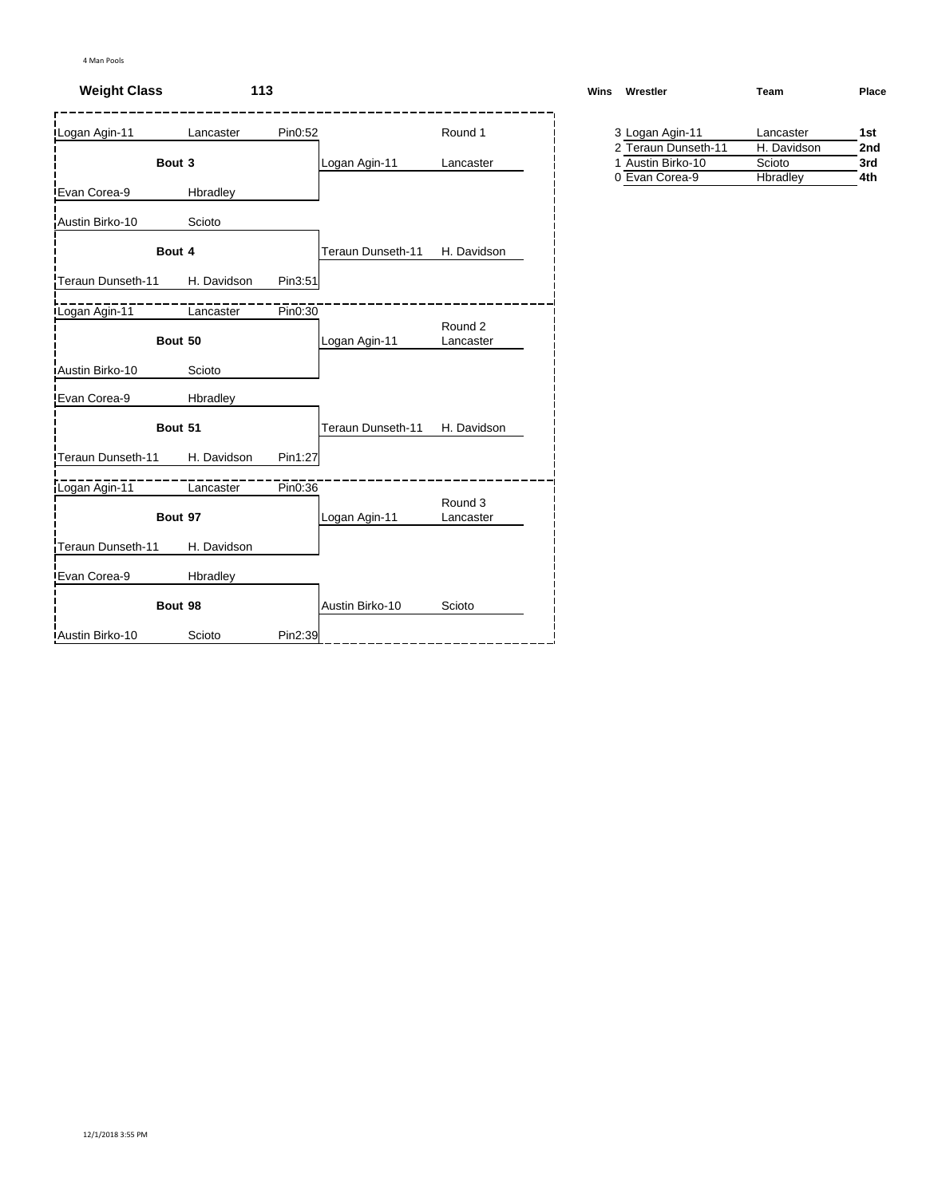4 Man Pools

**Weight Class** **113**

**Round 1**

| Wrestler | Team | Result | Bout | Winner | Winner Team |
|---|---|---|---|---|---|
| Logan Agin-11 | Lancaster | Pin0:52 | Bout 3 | Logan Agin-11 | Lancaster |
| Evan Corea-9 | Hbradley | | | | |
| Austin Birko-10 | Scioto | | Bout 4 | Teraun Dunseth-11 | H. Davidson |
| Teraun Dunseth-11 | H. Davidson | Pin3:51 | | | |

**Round 2**

| Wrestler | Team | Result | Bout | Winner | Winner Team |
|---|---|---|---|---|---|
| Logan Agin-11 | Lancaster | Pin0:30 | Bout 50 | Logan Agin-11 | Lancaster |
| Austin Birko-10 | Scioto | | | | |
| Evan Corea-9 | Hbradley | | Bout 51 | Teraun Dunseth-11 | H. Davidson |
| Teraun Dunseth-11 | H. Davidson | Pin1:27 | | | |

**Round 3**

| Wrestler | Team | Result | Bout | Winner | Winner Team |
|---|---|---|---|---|---|
| Logan Agin-11 | Lancaster | Pin0:36 | Bout 97 | Logan Agin-11 | Lancaster |
| Teraun Dunseth-11 | H. Davidson | | | | |
| Evan Corea-9 | Hbradley | | Bout 98 | Austin Birko-10 | Scioto |
| Austin Birko-10 | Scioto | Pin2:39 | | | |

| Wins | Wrestler | Team | Place |
|---|---|---|---|
| 3 | Logan Agin-11 | Lancaster | **1st** |
| 2 | Teraun Dunseth-11 | H. Davidson | **2nd** |
| 1 | Austin Birko-10 | Scioto | **3rd** |
| 0 | Evan Corea-9 | Hbradley | **4th** |

12/1/2018 3:55 PM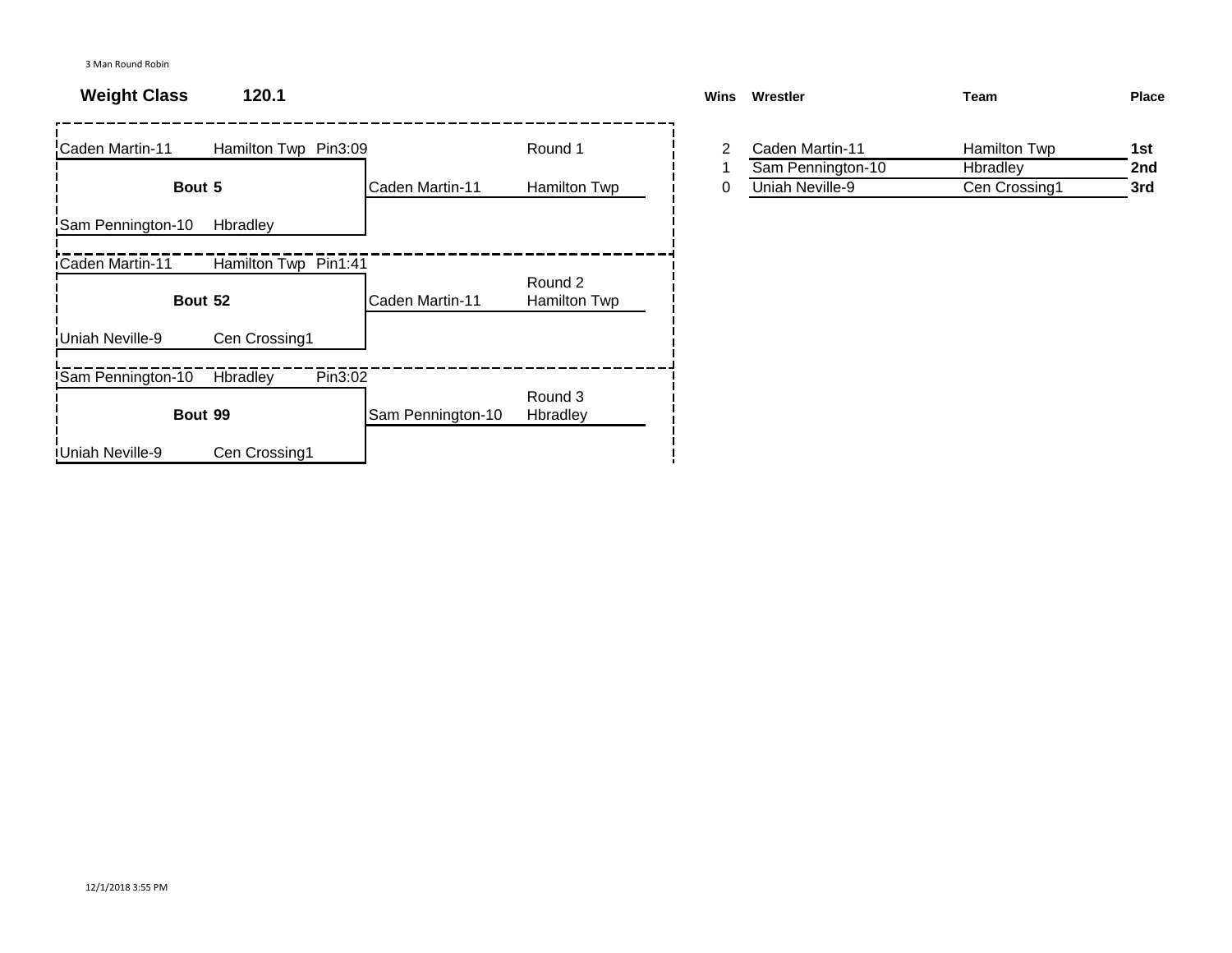3 Man Round Robin

**Weight Class** **120.1**

| Wrestler 1 | Team 1 | Result | Bout | Wrestler 2 | Team 2 | Winner | Winner Team | Round |
|---|---|---|---|---|---|---|---|---|
| Caden Martin-11 | Hamilton Twp | Pin3:09 | **Bout 5** | Sam Pennington-10 | Hbradley | Caden Martin-11 | Hamilton Twp | Round 1 |
| Caden Martin-11 | Hamilton Twp | Pin1:41 | **Bout 52** | Uniah Neville-9 | Cen Crossing1 | Caden Martin-11 | Hamilton Twp | Round 2 |
| Sam Pennington-10 | Hbradley | Pin3:02 | **Bout 99** | Uniah Neville-9 | Cen Crossing1 | Sam Pennington-10 | Hbradley | Round 3 |

| Wins | Wrestler | Team | Place |
|---|---|---|---|
| 2 | Caden Martin-11 | Hamilton Twp | **1st** |
| 1 | Sam Pennington-10 | Hbradley | **2nd** |
| 0 | Uniah Neville-9 | Cen Crossing1 | **3rd** |

12/1/2018 3:55 PM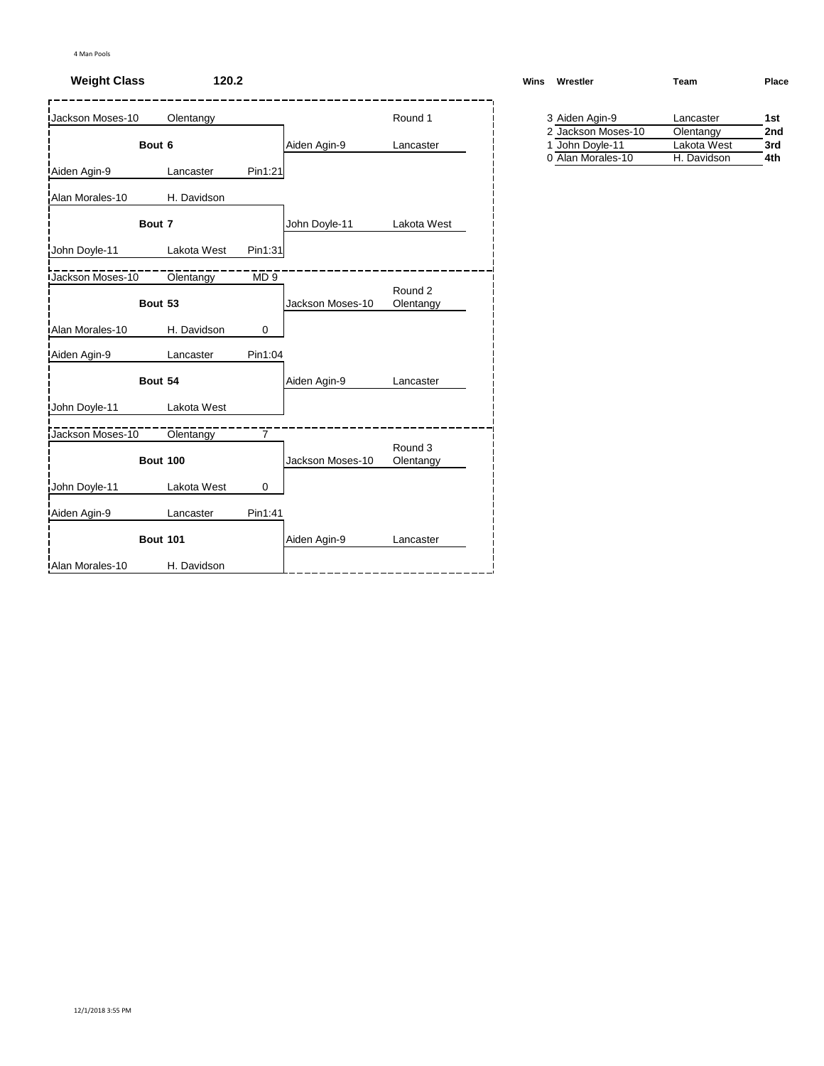4 Man Pools

**Weight Class** **120.2**

### Round 1

| Wrestler | Team | Result | Bout | Winner | Winner Team |
|---|---|---|---|---|---|
| Jackson Moses-10 | Olentangy | | Bout 6 | Aiden Agin-9 | Lancaster |
| Aiden Agin-9 | Lancaster | Pin1:21 | | | |
| Alan Morales-10 | H. Davidson | | Bout 7 | John Doyle-11 | Lakota West |
| John Doyle-11 | Lakota West | Pin1:31 | | | |

### Round 2

| Wrestler | Team | Result | Bout | Winner | Winner Team |
|---|---|---|---|---|---|
| Jackson Moses-10 | Olentangy | MD 9 | Bout 53 | Jackson Moses-10 | Olentangy |
| Alan Morales-10 | H. Davidson | 0 | | | |
| Aiden Agin-9 | Lancaster | Pin1:04 | Bout 54 | Aiden Agin-9 | Lancaster |
| John Doyle-11 | Lakota West | | | | |

### Round 3

| Wrestler | Team | Result | Bout | Winner | Winner Team |
|---|---|---|---|---|---|
| Jackson Moses-10 | Olentangy | 7 | Bout 100 | Jackson Moses-10 | Olentangy |
| John Doyle-11 | Lakota West | 0 | | | |
| Aiden Agin-9 | Lancaster | Pin1:41 | Bout 101 | Aiden Agin-9 | Lancaster |
| Alan Morales-10 | H. Davidson | | | | |

### Standings

| Wins | Wrestler | Team | Place |
|---|---|---|---|
| 3 | Aiden Agin-9 | Lancaster | **1st** |
| 2 | Jackson Moses-10 | Olentangy | **2nd** |
| 1 | John Doyle-11 | Lakota West | **3rd** |
| 0 | Alan Morales-10 | H. Davidson | **4th** |

12/1/2018 3:55 PM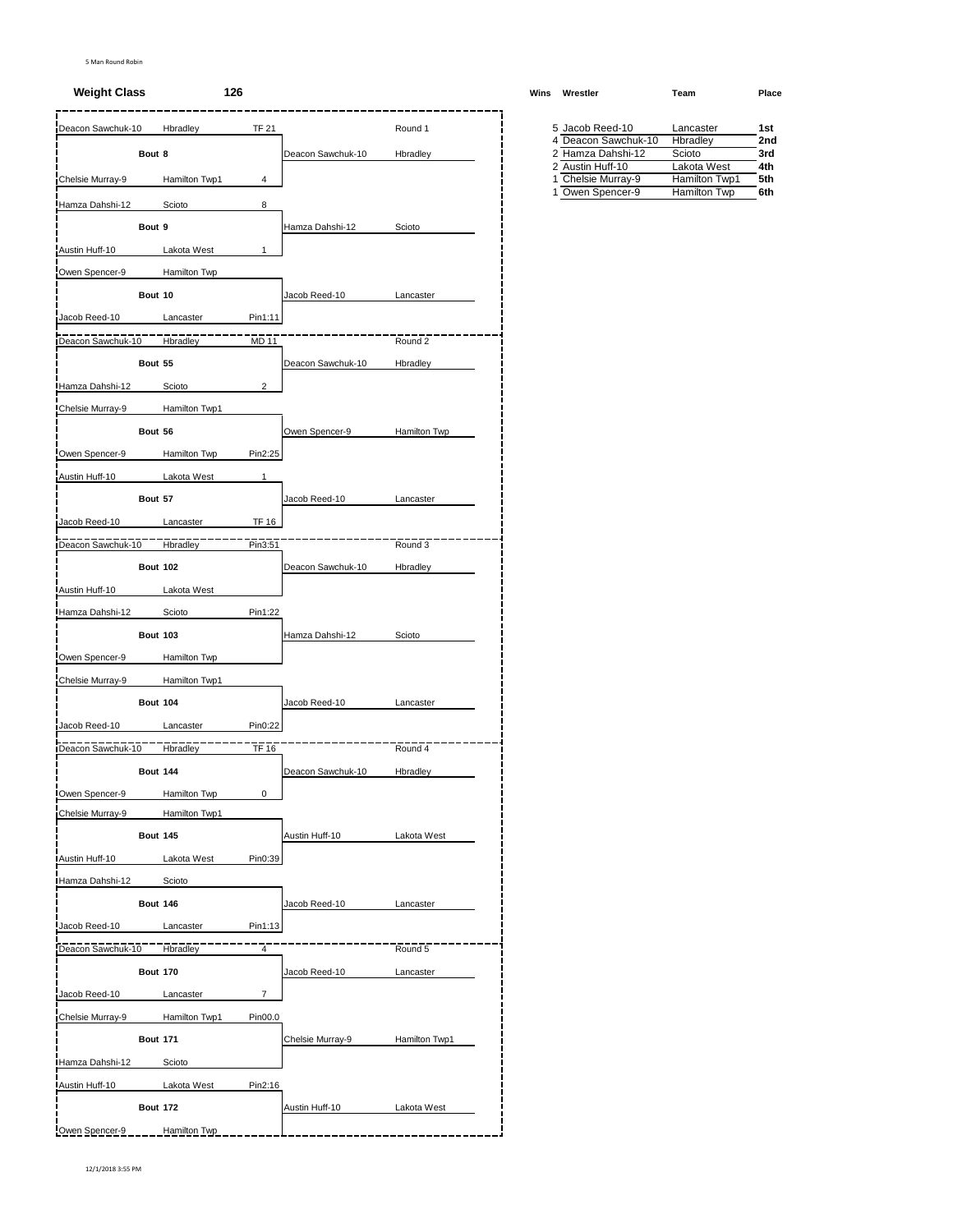5 Man Round Robin

**Weight Class** **126**

### Round 1

| Wrestler | Team | Score | Bout | Winner | Team |
|---|---|---|---|---|---|
| Deacon Sawchuk-10 | Hbradley | TF 21 | Bout 8 | Deacon Sawchuk-10 | Hbradley |
| Chelsie Murray-9 | Hamilton Twp1 | 4 | | | |
| Hamza Dahshi-12 | Scioto | 8 | Bout 9 | Hamza Dahshi-12 | Scioto |
| Austin Huff-10 | Lakota West | 1 | | | |
| Owen Spencer-9 | Hamilton Twp | | Bout 10 | Jacob Reed-10 | Lancaster |
| Jacob Reed-10 | Lancaster | Pin1:11 | | | |

### Round 2

| Wrestler | Team | Score | Bout | Winner | Team |
|---|---|---|---|---|---|
| Deacon Sawchuk-10 | Hbradley | MD 11 | Bout 55 | Deacon Sawchuk-10 | Hbradley |
| Hamza Dahshi-12 | Scioto | 2 | | | |
| Chelsie Murray-9 | Hamilton Twp1 | | Bout 56 | Owen Spencer-9 | Hamilton Twp |
| Owen Spencer-9 | Hamilton Twp | Pin2:25 | | | |
| Austin Huff-10 | Lakota West | 1 | Bout 57 | Jacob Reed-10 | Lancaster |
| Jacob Reed-10 | Lancaster | TF 16 | | | |

### Round 3

| Wrestler | Team | Score | Bout | Winner | Team |
|---|---|---|---|---|---|
| Deacon Sawchuk-10 | Hbradley | Pin3:51 | Bout 102 | Deacon Sawchuk-10 | Hbradley |
| Austin Huff-10 | Lakota West | | | | |
| Hamza Dahshi-12 | Scioto | Pin1:22 | Bout 103 | Hamza Dahshi-12 | Scioto |
| Owen Spencer-9 | Hamilton Twp | | | | |
| Chelsie Murray-9 | Hamilton Twp1 | | Bout 104 | Jacob Reed-10 | Lancaster |
| Jacob Reed-10 | Lancaster | Pin0:22 | | | |

### Round 4

| Wrestler | Team | Score | Bout | Winner | Team |
|---|---|---|---|---|---|
| Deacon Sawchuk-10 | Hbradley | TF 16 | Bout 144 | Deacon Sawchuk-10 | Hbradley |
| Owen Spencer-9 | Hamilton Twp | 0 | | | |
| Chelsie Murray-9 | Hamilton Twp1 | | Bout 145 | Austin Huff-10 | Lakota West |
| Austin Huff-10 | Lakota West | Pin0:39 | | | |
| Hamza Dahshi-12 | Scioto | | Bout 146 | Jacob Reed-10 | Lancaster |
| Jacob Reed-10 | Lancaster | Pin1:13 | | | |

### Round 5

| Wrestler | Team | Score | Bout | Winner | Team |
|---|---|---|---|---|---|
| Deacon Sawchuk-10 | Hbradley | 4 | Bout 170 | Jacob Reed-10 | Lancaster |
| Jacob Reed-10 | Lancaster | 7 | | | |
| Chelsie Murray-9 | Hamilton Twp1 | Pin00.0 | Bout 171 | Chelsie Murray-9 | Hamilton Twp1 |
| Hamza Dahshi-12 | Scioto | | | | |
| Austin Huff-10 | Lakota West | Pin2:16 | Bout 172 | Austin Huff-10 | Lakota West |
| Owen Spencer-9 | Hamilton Twp | | | | |

### Standings

| Wins | Wrestler | Team | Place |
|---|---|---|---|
| 5 | Jacob Reed-10 | Lancaster | 1st |
| 4 | Deacon Sawchuk-10 | Hbradley | 2nd |
| 2 | Hamza Dahshi-12 | Scioto | 3rd |
| 2 | Austin Huff-10 | Lakota West | 4th |
| 1 | Chelsie Murray-9 | Hamilton Twp1 | 5th |
| 1 | Owen Spencer-9 | Hamilton Twp | 6th |

12/1/2018 3:55 PM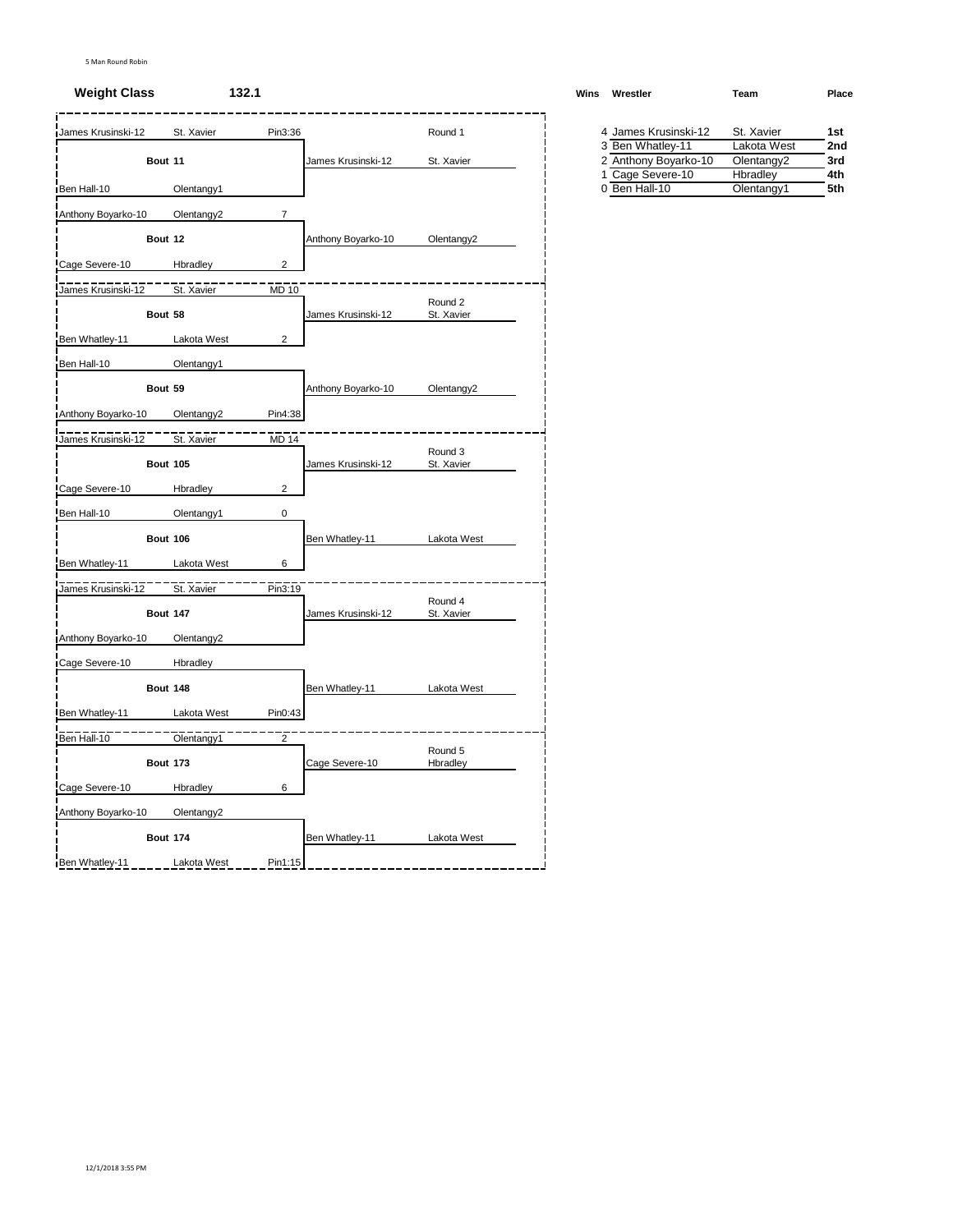5 Man Round Robin

**Weight Class** **132.1**

| Bout | Wrestler 1 | Team 1 | Score 1 | Wrestler 2 | Team 2 | Score 2 | Winner | Winner Team | Round |
|---|---|---|---|---|---|---|---|---|---|
| Bout 11 | James Krusinski-12 | St. Xavier | Pin3:36 | Ben Hall-10 | Olentangy1 | | James Krusinski-12 | St. Xavier | Round 1 |
| Bout 12 | Anthony Boyarko-10 | Olentangy2 | 7 | Cage Severe-10 | Hbradley | 2 | Anthony Boyarko-10 | Olentangy2 | |
| Bout 58 | James Krusinski-12 | St. Xavier | MD 10 | Ben Whatley-11 | Lakota West | 2 | James Krusinski-12 | St. Xavier | Round 2 |
| Bout 59 | Ben Hall-10 | Olentangy1 | | Anthony Boyarko-10 | Olentangy2 | Pin4:38 | Anthony Boyarko-10 | Olentangy2 | |
| Bout 105 | James Krusinski-12 | St. Xavier | MD 14 | Cage Severe-10 | Hbradley | 2 | James Krusinski-12 | St. Xavier | Round 3 |
| Bout 106 | Ben Hall-10 | Olentangy1 | 0 | Ben Whatley-11 | Lakota West | 6 | Ben Whatley-11 | Lakota West | |
| Bout 147 | James Krusinski-12 | St. Xavier | Pin3:19 | Anthony Boyarko-10 | Olentangy2 | | James Krusinski-12 | St. Xavier | Round 4 |
| Bout 148 | Cage Severe-10 | Hbradley | | Ben Whatley-11 | Lakota West | Pin0:43 | Ben Whatley-11 | Lakota West | |
| Bout 173 | Ben Hall-10 | Olentangy1 | 2 | Cage Severe-10 | Hbradley | 6 | Cage Severe-10 | Hbradley | Round 5 |
| Bout 174 | Anthony Boyarko-10 | Olentangy2 | | Ben Whatley-11 | Lakota West | Pin1:15 | Ben Whatley-11 | Lakota West | |

| Wins | Wrestler | Team | Place |
|---|---|---|---|
| 4 | James Krusinski-12 | St. Xavier | 1st |
| 3 | Ben Whatley-11 | Lakota West | 2nd |
| 2 | Anthony Boyarko-10 | Olentangy2 | 3rd |
| 1 | Cage Severe-10 | Hbradley | 4th |
| 0 | Ben Hall-10 | Olentangy1 | 5th |

12/1/2018 3:55 PM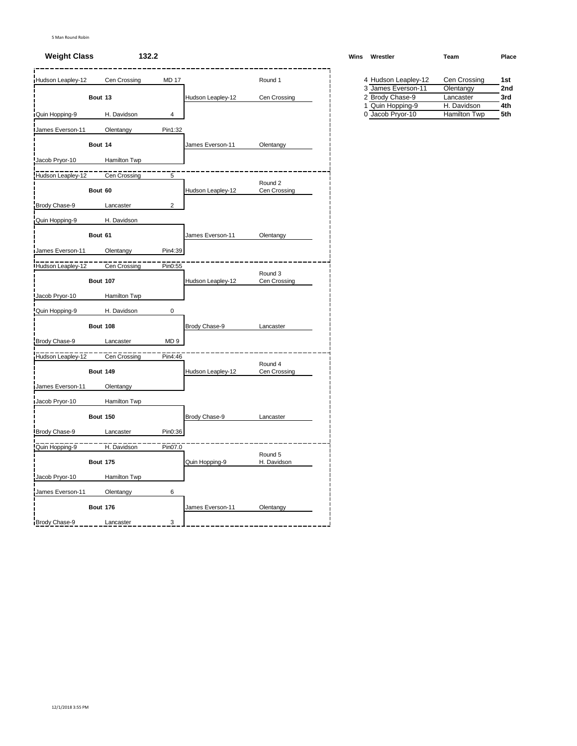5 Man Round Robin

**Weight Class** **132.2**

| Wrestler | Team | Score | Bout | Winner | Team | Round |
|---|---|---|---|---|---|---|
| Hudson Leapley-12 | Cen Crossing | MD 17 | Bout 13 | Hudson Leapley-12 | Cen Crossing | Round 1 |
| Quin Hopping-9 | H. Davidson | 4 | | | | |
| James Everson-11 | Olentangy | Pin1:32 | Bout 14 | James Everson-11 | Olentangy | |
| Jacob Pryor-10 | Hamilton Twp | | | | | |
| Hudson Leapley-12 | Cen Crossing | 5 | Bout 60 | Hudson Leapley-12 | Cen Crossing | Round 2 |
| Brody Chase-9 | Lancaster | 2 | | | | |
| Quin Hopping-9 | H. Davidson | | Bout 61 | James Everson-11 | Olentangy | |
| James Everson-11 | Olentangy | Pin4:39 | | | | |
| Hudson Leapley-12 | Cen Crossing | Pin0:55 | Bout 107 | Hudson Leapley-12 | Cen Crossing | Round 3 |
| Jacob Pryor-10 | Hamilton Twp | | | | | |
| Quin Hopping-9 | H. Davidson | 0 | Bout 108 | Brody Chase-9 | Lancaster | |
| Brody Chase-9 | Lancaster | MD 9 | | | | |
| Hudson Leapley-12 | Cen Crossing | Pin4:46 | Bout 149 | Hudson Leapley-12 | Cen Crossing | Round 4 |
| James Everson-11 | Olentangy | | | | | |
| Jacob Pryor-10 | Hamilton Twp | | Bout 150 | Brody Chase-9 | Lancaster | |
| Brody Chase-9 | Lancaster | Pin0:36 | | | | |
| Quin Hopping-9 | H. Davidson | Pin07.0 | Bout 175 | Quin Hopping-9 | H. Davidson | Round 5 |
| Jacob Pryor-10 | Hamilton Twp | | | | | |
| James Everson-11 | Olentangy | 6 | Bout 176 | James Everson-11 | Olentangy | |
| Brody Chase-9 | Lancaster | 3 | | | | |

| Wins | Wrestler | Team | Place |
|---|---|---|---|
| 4 | Hudson Leapley-12 | Cen Crossing | **1st** |
| 3 | James Everson-11 | Olentangy | **2nd** |
| 2 | Brody Chase-9 | Lancaster | **3rd** |
| 1 | Quin Hopping-9 | H. Davidson | **4th** |
| 0 | Jacob Pryor-10 | Hamilton Twp | **5th** |

12/1/2018 3:55 PM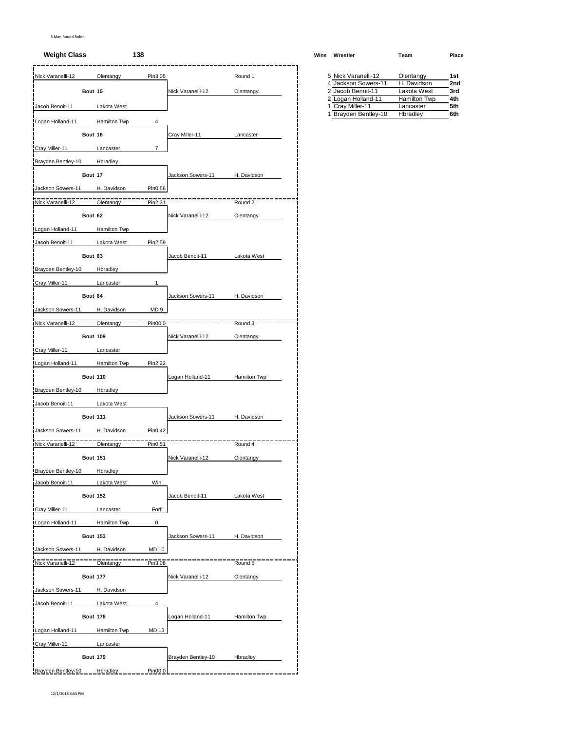5 Man Round Robin

**Weight Class** **138**

### Round 1

| Wrestler | Team | Result | Bout | Winner | Winner Team |
|---|---|---|---|---|---|
| Nick Varanelli-12 | Olentangy | Pin3:05 | Bout 15 | Nick Varanelli-12 | Olentangy |
| Jacob Benoit-11 | Lakota West | | | | |
| Logan Holland-11 | Hamilton Twp | 4 | Bout 16 | Cray Miller-11 | Lancaster |
| Cray Miller-11 | Lancaster | 7 | | | |
| Brayden Bentley-10 | Hbradley | | Bout 17 | Jackson Sowers-11 | H. Davidson |
| Jackson Sowers-11 | H. Davidson | Pin0:56 | | | |

### Round 2

| Wrestler | Team | Result | Bout | Winner | Winner Team |
|---|---|---|---|---|---|
| Nick Varanelli-12 | Olentangy | Pin2:31 | Bout 62 | Nick Varanelli-12 | Olentangy |
| Logan Holland-11 | Hamilton Twp | | | | |
| Jacob Benoit-11 | Lakota West | Pin2:59 | Bout 63 | Jacob Benoit-11 | Lakota West |
| Brayden Bentley-10 | Hbradley | | | | |
| Cray Miller-11 | Lancaster | 1 | Bout 64 | Jackson Sowers-11 | H. Davidson |
| Jackson Sowers-11 | H. Davidson | MD 9 | | | |

### Round 3

| Wrestler | Team | Result | Bout | Winner | Winner Team |
|---|---|---|---|---|---|
| Nick Varanelli-12 | Olentangy | Pin00.0 | Bout 109 | Nick Varanelli-12 | Olentangy |
| Cray Miller-11 | Lancaster | | | | |
| Logan Holland-11 | Hamilton Twp | Pin2:22 | Bout 110 | Logan Holland-11 | Hamilton Twp |
| Brayden Bentley-10 | Hbradley | | | | |
| Jacob Benoit-11 | Lakota West | | Bout 111 | Jackson Sowers-11 | H. Davidson |
| Jackson Sowers-11 | H. Davidson | Pin0:42 | | | |

### Round 4

| Wrestler | Team | Result | Bout | Winner | Winner Team |
|---|---|---|---|---|---|
| Nick Varanelli-12 | Olentangy | Pin0:51 | Bout 151 | Nick Varanelli-12 | Olentangy |
| Brayden Bentley-10 | Hbradley | | | | |
| Jacob Benoit-11 | Lakota West | Win | Bout 152 | Jacob Benoit-11 | Lakota West |
| Cray Miller-11 | Lancaster | Forf | | | |
| Logan Holland-11 | Hamilton Twp | 0 | Bout 153 | Jackson Sowers-11 | H. Davidson |
| Jackson Sowers-11 | H. Davidson | MD 10 | | | |

### Round 5

| Wrestler | Team | Result | Bout | Winner | Winner Team |
|---|---|---|---|---|---|
| Nick Varanelli-12 | Olentangy | Pin3:08 | Bout 177 | Nick Varanelli-12 | Olentangy |
| Jackson Sowers-11 | H. Davidson | | | | |
| Jacob Benoit-11 | Lakota West | 4 | Bout 178 | Logan Holland-11 | Hamilton Twp |
| Logan Holland-11 | Hamilton Twp | MD 13 | | | |
| Cray Miller-11 | Lancaster | | Bout 179 | Brayden Bentley-10 | Hbradley |
| Brayden Bentley-10 | Hbradley | Pin00.0 | | | |

### Standings

| Wins | Wrestler | Team | Place |
|---|---|---|---|
| 5 | Nick Varanelli-12 | Olentangy | 1st |
| 4 | Jackson Sowers-11 | H. Davidson | 2nd |
| 2 | Jacob Benoit-11 | Lakota West | 3rd |
| 2 | Logan Holland-11 | Hamilton Twp | 4th |
| 1 | Cray Miller-11 | Lancaster | 5th |
| 1 | Brayden Bentley-10 | Hbradley | 6th |

12/1/2018 3:55 PM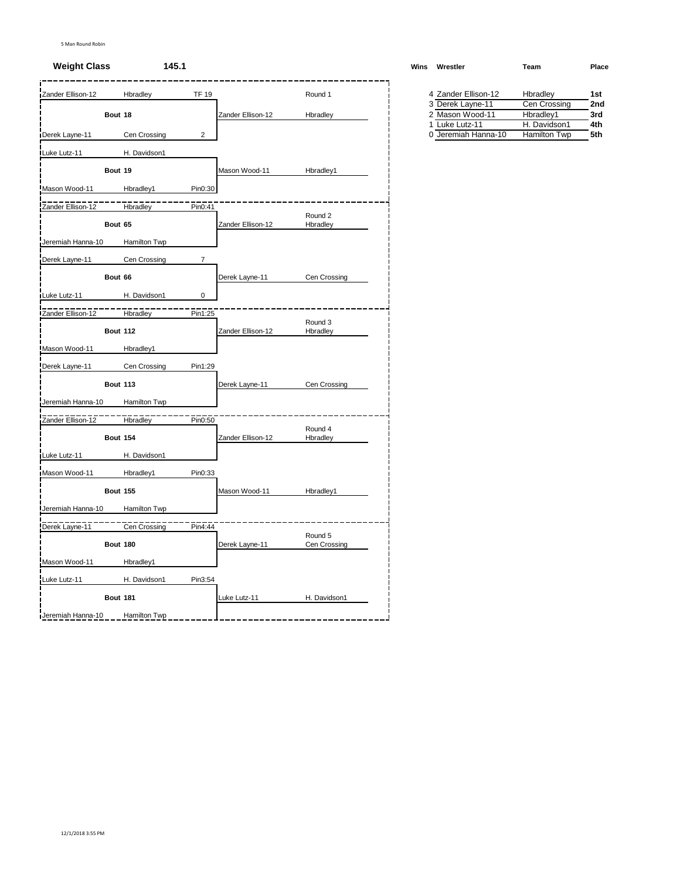5 Man Round Robin

**Weight Class** **145.1**

| Round | Bout | Wrestler 1 | Team 1 | Result | Wrestler 2 | Team 2 | Result | Winner | Winner Team |
|---|---|---|---|---|---|---|---|---|---|
| Round 1 | Bout 18 | Zander Ellison-12 | Hbradley | TF 19 | Derek Layne-11 | Cen Crossing | 2 | Zander Ellison-12 | Hbradley |
| Round 1 | Bout 19 | Luke Lutz-11 | H. Davidson1 | | Mason Wood-11 | Hbradley1 | Pin0:30 | Mason Wood-11 | Hbradley1 |
| Round 2 | Bout 65 | Zander Ellison-12 | Hbradley | Pin0:41 | Jeremiah Hanna-10 | Hamilton Twp | | Zander Ellison-12 | Hbradley |
| Round 2 | Bout 66 | Derek Layne-11 | Cen Crossing | 7 | Luke Lutz-11 | H. Davidson1 | 0 | Derek Layne-11 | Cen Crossing |
| Round 3 | Bout 112 | Zander Ellison-12 | Hbradley | Pin1:25 | Mason Wood-11 | Hbradley1 | | Zander Ellison-12 | Hbradley |
| Round 3 | Bout 113 | Derek Layne-11 | Cen Crossing | Pin1:29 | Jeremiah Hanna-10 | Hamilton Twp | | Derek Layne-11 | Cen Crossing |
| Round 4 | Bout 154 | Zander Ellison-12 | Hbradley | Pin0:50 | Luke Lutz-11 | H. Davidson1 | | Zander Ellison-12 | Hbradley |
| Round 4 | Bout 155 | Mason Wood-11 | Hbradley1 | Pin0:33 | Jeremiah Hanna-10 | Hamilton Twp | | Mason Wood-11 | Hbradley1 |
| Round 5 | Bout 180 | Derek Layne-11 | Cen Crossing | Pin4:44 | Mason Wood-11 | Hbradley1 | | Derek Layne-11 | Cen Crossing |
| Round 5 | Bout 181 | Luke Lutz-11 | H. Davidson1 | Pin3:54 | Jeremiah Hanna-10 | Hamilton Twp | | Luke Lutz-11 | H. Davidson1 |

| Wins | Wrestler | Team | Place |
|---|---|---|---|
| 4 | Zander Ellison-12 | Hbradley | **1st** |
| 3 | Derek Layne-11 | Cen Crossing | **2nd** |
| 2 | Mason Wood-11 | Hbradley1 | **3rd** |
| 1 | Luke Lutz-11 | H. Davidson1 | **4th** |
| 0 | Jeremiah Hanna-10 | Hamilton Twp | **5th** |

12/1/2018 3:55 PM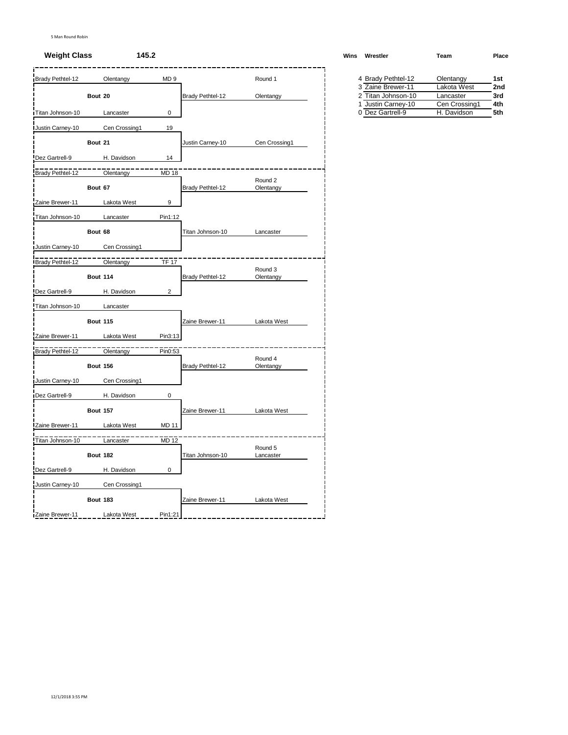5 Man Round Robin

**Weight Class** **145.2**

### Round 1

| Wrestler | Team | Result | Bout | Winner | Winner Team |
|---|---|---|---|---|---|
| Brady Pethtel-12 | Olentangy | MD 9 | Bout 20 | Brady Pethtel-12 | Olentangy |
| Titan Johnson-10 | Lancaster | 0 | | | |
| Justin Carney-10 | Cen Crossing1 | 19 | Bout 21 | Justin Carney-10 | Cen Crossing1 |
| Dez Gartrell-9 | H. Davidson | 14 | | | |

### Round 2

| Wrestler | Team | Result | Bout | Winner | Winner Team |
|---|---|---|---|---|---|
| Brady Pethtel-12 | Olentangy | MD 18 | Bout 67 | Brady Pethtel-12 | Olentangy |
| Zaine Brewer-11 | Lakota West | 9 | | | |
| Titan Johnson-10 | Lancaster | Pin1:12 | Bout 68 | Titan Johnson-10 | Lancaster |
| Justin Carney-10 | Cen Crossing1 | | | | |

### Round 3

| Wrestler | Team | Result | Bout | Winner | Winner Team |
|---|---|---|---|---|---|
| Brady Pethtel-12 | Olentangy | TF 17 | Bout 114 | Brady Pethtel-12 | Olentangy |
| Dez Gartrell-9 | H. Davidson | 2 | | | |
| Titan Johnson-10 | Lancaster | | Bout 115 | Zaine Brewer-11 | Lakota West |
| Zaine Brewer-11 | Lakota West | Pin3:13 | | | |

### Round 4

| Wrestler | Team | Result | Bout | Winner | Winner Team |
|---|---|---|---|---|---|
| Brady Pethtel-12 | Olentangy | Pin0:53 | Bout 156 | Brady Pethtel-12 | Olentangy |
| Justin Carney-10 | Cen Crossing1 | | | | |
| Dez Gartrell-9 | H. Davidson | 0 | Bout 157 | Zaine Brewer-11 | Lakota West |
| Zaine Brewer-11 | Lakota West | MD 11 | | | |

### Round 5

| Wrestler | Team | Result | Bout | Winner | Winner Team |
|---|---|---|---|---|---|
| Titan Johnson-10 | Lancaster | MD 12 | Bout 182 | Titan Johnson-10 | Lancaster |
| Dez Gartrell-9 | H. Davidson | 0 | | | |
| Justin Carney-10 | Cen Crossing1 | | Bout 183 | Zaine Brewer-11 | Lakota West |
| Zaine Brewer-11 | Lakota West | Pin1:21 | | | |

### Standings

| Wins | Wrestler | Team | Place |
|---|---|---|---|
| 4 | Brady Pethtel-12 | Olentangy | **1st** |
| 3 | Zaine Brewer-11 | Lakota West | **2nd** |
| 2 | Titan Johnson-10 | Lancaster | **3rd** |
| 1 | Justin Carney-10 | Cen Crossing1 | **4th** |
| 0 | Dez Gartrell-9 | H. Davidson | **5th** |

12/1/2018 3:55 PM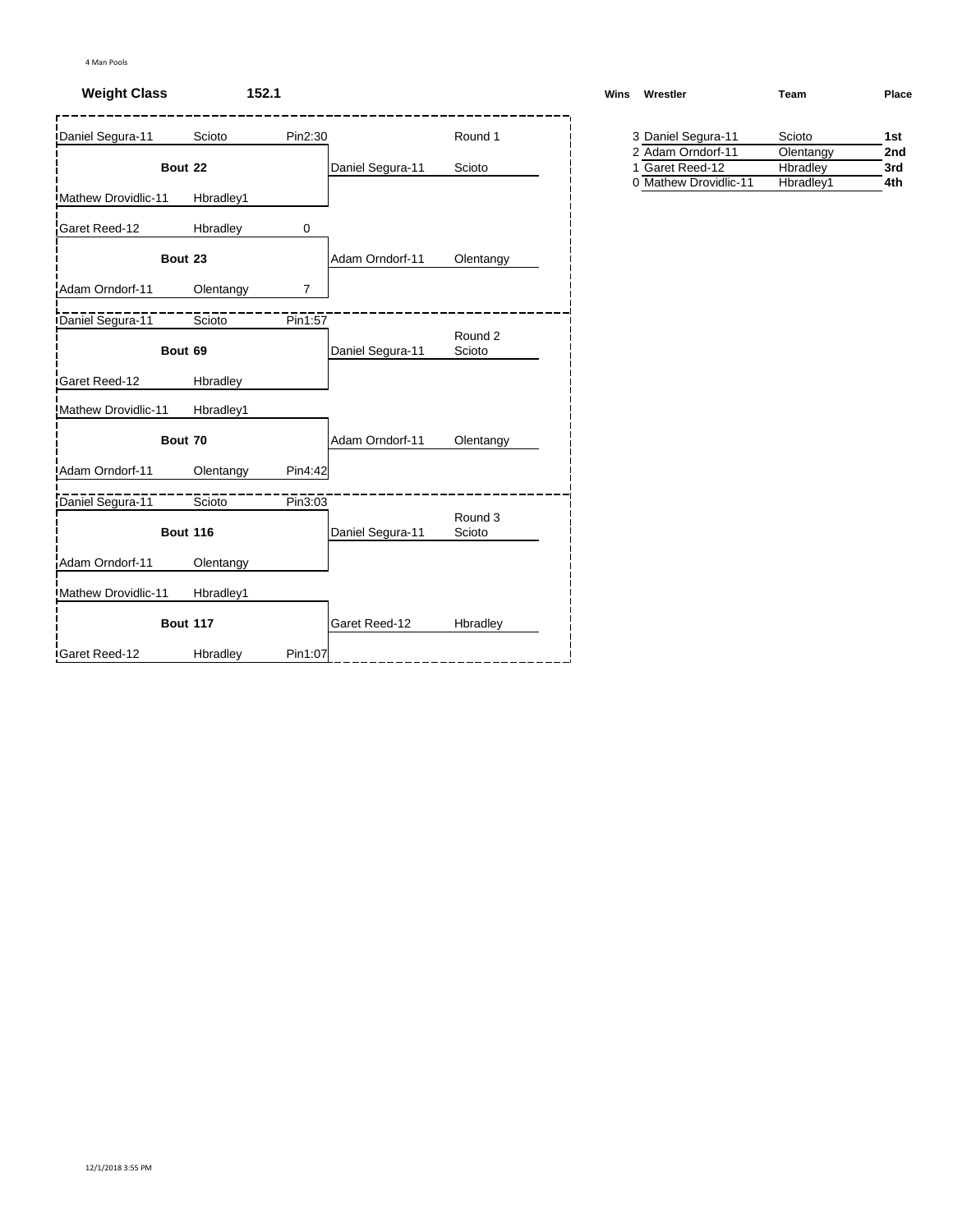4 Man Pools

**Weight Class** **152.1**

| Wrestler | Team | Result | Winner | Winner Team | Round |
|---|---|---|---|---|---|
| Daniel Segura-11 | Scioto | Pin2:30 | | | Round 1 |
| **Bout 22** | | | Daniel Segura-11 | Scioto | |
| Mathew Drovidlic-11 | Hbradley1 | | | | |
| Garet Reed-12 | Hbradley | 0 | | | |
| **Bout 23** | | | Adam Orndorf-11 | Olentangy | |
| Adam Orndorf-11 | Olentangy | 7 | | | |
| Daniel Segura-11 | Scioto | Pin1:57 | | | Round 2 |
| **Bout 69** | | | Daniel Segura-11 | Scioto | |
| Garet Reed-12 | Hbradley | | | | |
| Mathew Drovidlic-11 | Hbradley1 | | | | |
| **Bout 70** | | | Adam Orndorf-11 | Olentangy | |
| Adam Orndorf-11 | Olentangy | Pin4:42 | | | |
| Daniel Segura-11 | Scioto | Pin3:03 | | | Round 3 |
| **Bout 116** | | | Daniel Segura-11 | Scioto | |
| Adam Orndorf-11 | Olentangy | | | | |
| Mathew Drovidlic-11 | Hbradley1 | | | | |
| **Bout 117** | | | Garet Reed-12 | Hbradley | |
| Garet Reed-12 | Hbradley | Pin1:07 | | | |

| Wins | Wrestler | Team | Place |
|---|---|---|---|
| 3 | Daniel Segura-11 | Scioto | **1st** |
| 2 | Adam Orndorf-11 | Olentangy | **2nd** |
| 1 | Garet Reed-12 | Hbradley | **3rd** |
| 0 | Mathew Drovidlic-11 | Hbradley1 | **4th** |

12/1/2018 3:55 PM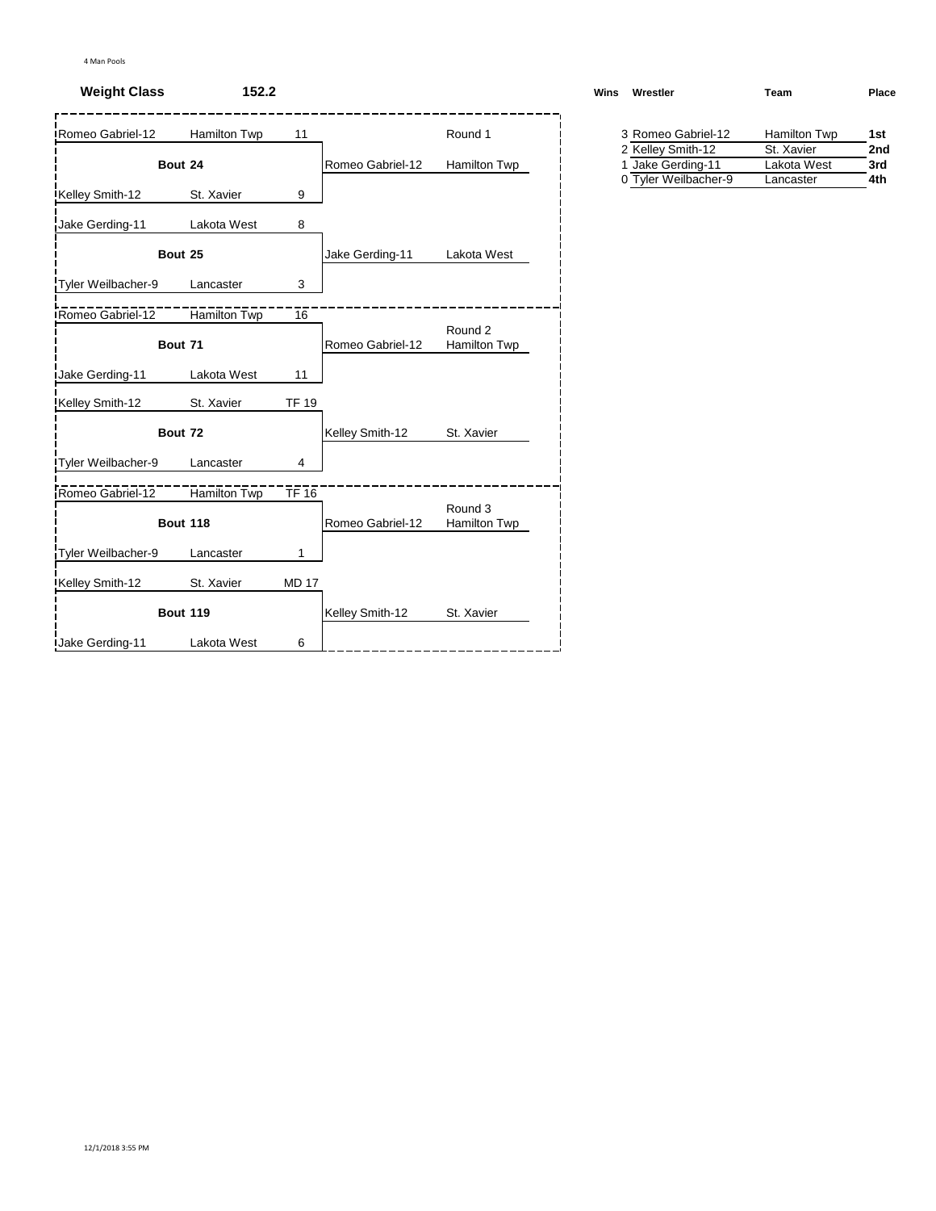4 Man Pools

**Weight Class** **152.2**

### Round 1

| Wrestler | Team | Score | Bout | Winner | Team |
|---|---|---|---|---|---|
| Romeo Gabriel-12 | Hamilton Twp | 11 | Bout 24 | Romeo Gabriel-12 | Hamilton Twp |
| Kelley Smith-12 | St. Xavier | 9 | | | |
| Jake Gerding-11 | Lakota West | 8 | Bout 25 | Jake Gerding-11 | Lakota West |
| Tyler Weilbacher-9 | Lancaster | 3 | | | |

### Round 2

| Wrestler | Team | Score | Bout | Winner | Team |
|---|---|---|---|---|---|
| Romeo Gabriel-12 | Hamilton Twp | 16 | Bout 71 | Romeo Gabriel-12 | Hamilton Twp |
| Jake Gerding-11 | Lakota West | 11 | | | |
| Kelley Smith-12 | St. Xavier | TF 19 | Bout 72 | Kelley Smith-12 | St. Xavier |
| Tyler Weilbacher-9 | Lancaster | 4 | | | |

### Round 3

| Wrestler | Team | Score | Bout | Winner | Team |
|---|---|---|---|---|---|
| Romeo Gabriel-12 | Hamilton Twp | TF 16 | Bout 118 | Romeo Gabriel-12 | Hamilton Twp |
| Tyler Weilbacher-9 | Lancaster | 1 | | | |
| Kelley Smith-12 | St. Xavier | MD 17 | Bout 119 | Kelley Smith-12 | St. Xavier |
| Jake Gerding-11 | Lakota West | 6 | | | |

### Standings

| Wins | Wrestler | Team | Place |
|---|---|---|---|
| 3 | Romeo Gabriel-12 | Hamilton Twp | **1st** |
| 2 | Kelley Smith-12 | St. Xavier | **2nd** |
| 1 | Jake Gerding-11 | Lakota West | **3rd** |
| 0 | Tyler Weilbacher-9 | Lancaster | **4th** |

12/1/2018 3:55 PM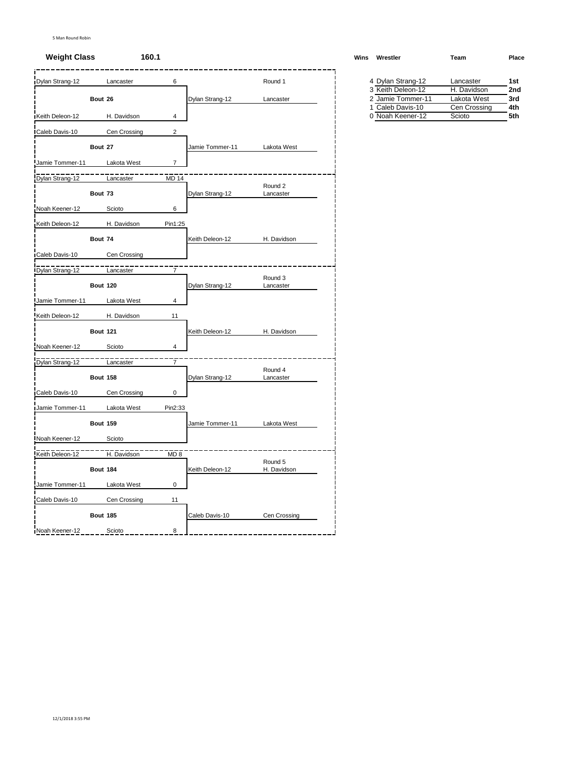5 Man Round Robin

**Weight Class** **160.1**

### Round 1

| Wrestler | Team | Score |
|---|---|---|
| Dylan Strang-12 | Lancaster | 6 |
| Keith Deleon-12 | H. Davidson | 4 |

**Bout 26** — Winner: Dylan Strang-12, Lancaster

| Wrestler | Team | Score |
|---|---|---|
| Caleb Davis-10 | Cen Crossing | 2 |
| Jamie Tommer-11 | Lakota West | 7 |

**Bout 27** — Winner: Jamie Tommer-11, Lakota West

### Round 2

| Wrestler | Team | Score |
|---|---|---|
| Dylan Strang-12 | Lancaster | MD 14 |
| Noah Keener-12 | Scioto | 6 |

**Bout 73** — Winner: Dylan Strang-12, Lancaster

| Wrestler | Team | Score |
|---|---|---|
| Keith Deleon-12 | H. Davidson | Pin1:25 |
| Caleb Davis-10 | Cen Crossing | |

**Bout 74** — Winner: Keith Deleon-12, H. Davidson

### Round 3

| Wrestler | Team | Score |
|---|---|---|
| Dylan Strang-12 | Lancaster | 7 |
| Jamie Tommer-11 | Lakota West | 4 |

**Bout 120** — Winner: Dylan Strang-12, Lancaster

| Wrestler | Team | Score |
|---|---|---|
| Keith Deleon-12 | H. Davidson | 11 |
| Noah Keener-12 | Scioto | 4 |

**Bout 121** — Winner: Keith Deleon-12, H. Davidson

### Round 4

| Wrestler | Team | Score |
|---|---|---|
| Dylan Strang-12 | Lancaster | 7 |
| Caleb Davis-10 | Cen Crossing | 0 |

**Bout 158** — Winner: Dylan Strang-12, Lancaster

| Wrestler | Team | Score |
|---|---|---|
| Jamie Tommer-11 | Lakota West | Pin2:33 |
| Noah Keener-12 | Scioto | |

**Bout 159** — Winner: Jamie Tommer-11, Lakota West

### Round 5

| Wrestler | Team | Score |
|---|---|---|
| Keith Deleon-12 | H. Davidson | MD 8 |
| Jamie Tommer-11 | Lakota West | 0 |

**Bout 184** — Winner: Keith Deleon-12, H. Davidson

| Wrestler | Team | Score |
|---|---|---|
| Caleb Davis-10 | Cen Crossing | 11 |
| Noah Keener-12 | Scioto | 8 |

**Bout 185** — Winner: Caleb Davis-10, Cen Crossing

### Standings

| Wins | Wrestler | Team | Place |
|---|---|---|---|
| 4 | Dylan Strang-12 | Lancaster | **1st** |
| 3 | Keith Deleon-12 | H. Davidson | **2nd** |
| 2 | Jamie Tommer-11 | Lakota West | **3rd** |
| 1 | Caleb Davis-10 | Cen Crossing | **4th** |
| 0 | Noah Keener-12 | Scioto | **5th** |

12/1/2018 3:55 PM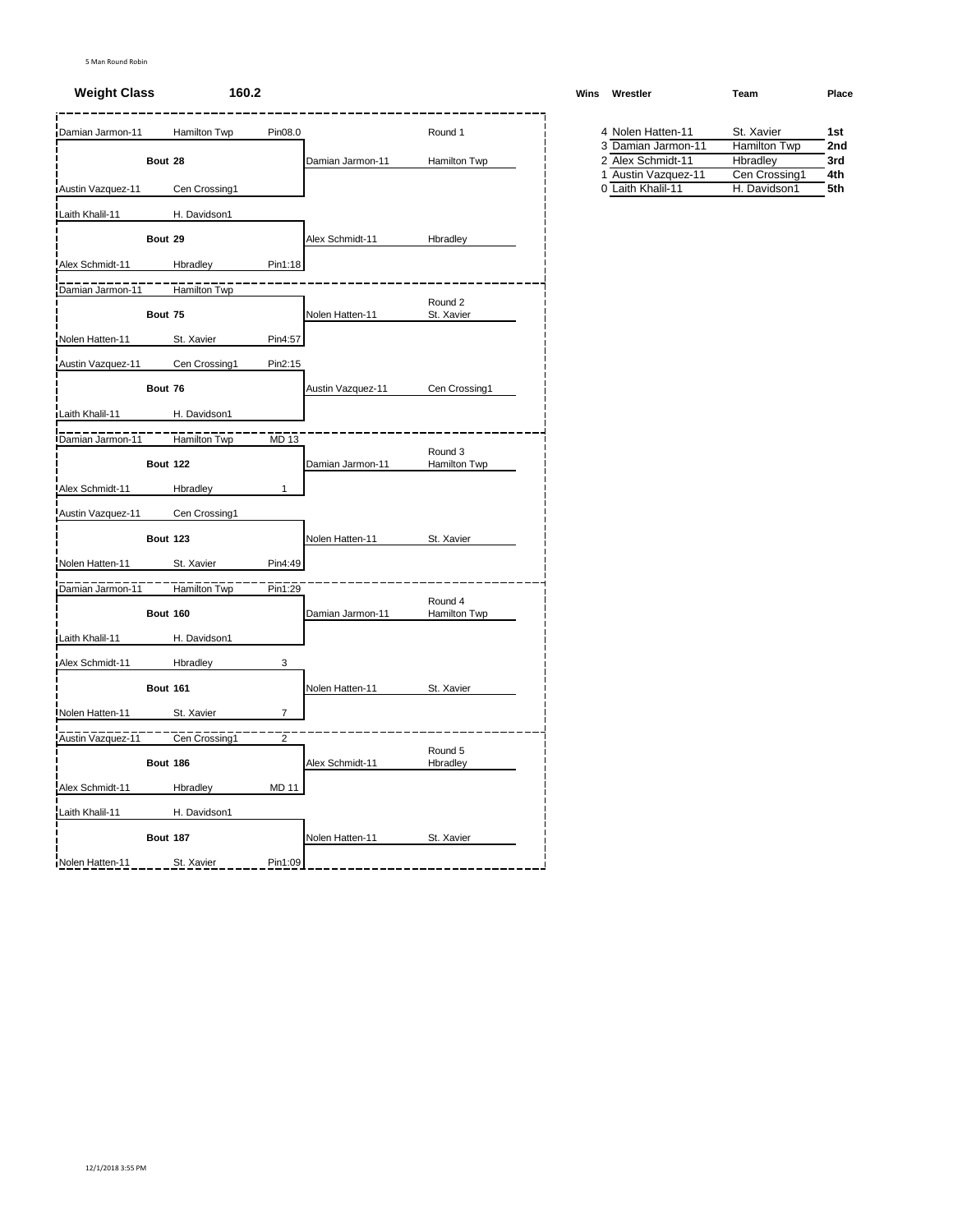5 Man Round Robin

**Weight Class** **160.2**

### Round 1

| Bout | Wrestler | Team | Result | Winner | Winner Team |
|---|---|---|---|---|---|
| Bout 28 | Damian Jarmon-11 | Hamilton Twp | Pin08.0 | Damian Jarmon-11 | Hamilton Twp |
| | Austin Vazquez-11 | Cen Crossing1 | | | |
| Bout 29 | Laith Khalil-11 | H. Davidson1 | | Alex Schmidt-11 | Hbradley |
| | Alex Schmidt-11 | Hbradley | Pin1:18 | | |

### Round 2

| Bout | Wrestler | Team | Result | Winner | Winner Team |
|---|---|---|---|---|---|
| Bout 75 | Damian Jarmon-11 | Hamilton Twp | | Nolen Hatten-11 | St. Xavier |
| | Nolen Hatten-11 | St. Xavier | Pin4:57 | | |
| Bout 76 | Austin Vazquez-11 | Cen Crossing1 | Pin2:15 | Austin Vazquez-11 | Cen Crossing1 |
| | Laith Khalil-11 | H. Davidson1 | | | |

### Round 3

| Bout | Wrestler | Team | Result | Winner | Winner Team |
|---|---|---|---|---|---|
| Bout 122 | Damian Jarmon-11 | Hamilton Twp | MD 13 | Damian Jarmon-11 | Hamilton Twp |
| | Alex Schmidt-11 | Hbradley | 1 | | |
| Bout 123 | Austin Vazquez-11 | Cen Crossing1 | | Nolen Hatten-11 | St. Xavier |
| | Nolen Hatten-11 | St. Xavier | Pin4:49 | | |

### Round 4

| Bout | Wrestler | Team | Result | Winner | Winner Team |
|---|---|---|---|---|---|
| Bout 160 | Damian Jarmon-11 | Hamilton Twp | Pin1:29 | Damian Jarmon-11 | Hamilton Twp |
| | Laith Khalil-11 | H. Davidson1 | | | |
| Bout 161 | Alex Schmidt-11 | Hbradley | 3 | Nolen Hatten-11 | St. Xavier |
| | Nolen Hatten-11 | St. Xavier | 7 | | |

### Round 5

| Bout | Wrestler | Team | Result | Winner | Winner Team |
|---|---|---|---|---|---|
| Bout 186 | Austin Vazquez-11 | Cen Crossing1 | 2 | Alex Schmidt-11 | Hbradley |
| | Alex Schmidt-11 | Hbradley | MD 11 | | |
| Bout 187 | Laith Khalil-11 | H. Davidson1 | | Nolen Hatten-11 | St. Xavier |
| | Nolen Hatten-11 | St. Xavier | Pin1:09 | | |

### Standings

| Wins | Wrestler | Team | Place |
|---|---|---|---|
| 4 | Nolen Hatten-11 | St. Xavier | **1st** |
| 3 | Damian Jarmon-11 | Hamilton Twp | **2nd** |
| 2 | Alex Schmidt-11 | Hbradley | **3rd** |
| 1 | Austin Vazquez-11 | Cen Crossing1 | **4th** |
| 0 | Laith Khalil-11 | H. Davidson1 | **5th** |

12/1/2018 3:55 PM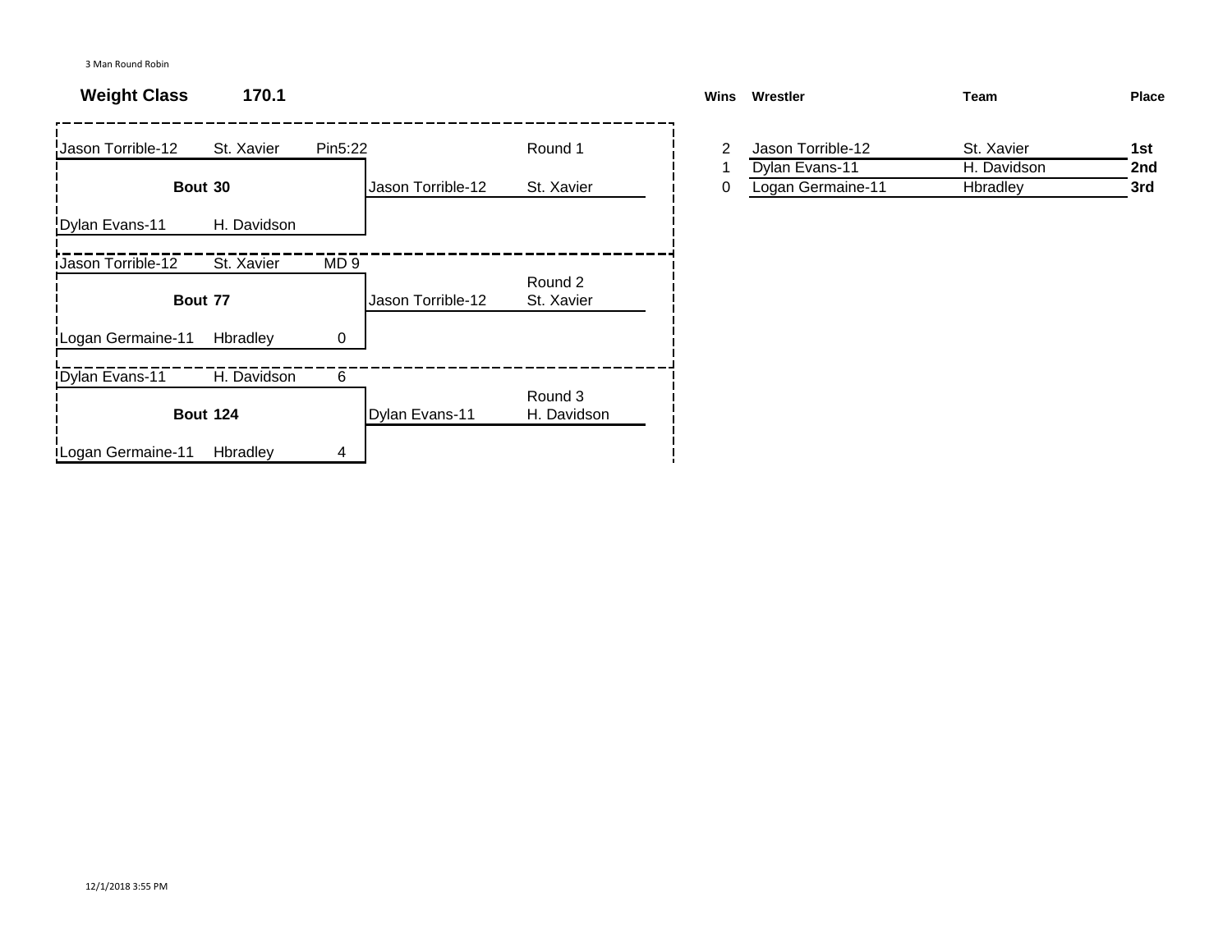3 Man Round Robin

**Weight Class 170.1**

| Bout | Wrestler | Team | Result | Winner | Winner Team | Round |
|---|---|---|---|---|---|---|
| **Bout 30** | Jason Torrible-12 | St. Xavier | Pin5:22 | Jason Torrible-12 | St. Xavier | Round 1 |
| | Dylan Evans-11 | H. Davidson | | | | |
| **Bout 77** | Jason Torrible-12 | St. Xavier | MD 9 | Jason Torrible-12 | St. Xavier | Round 2 |
| | Logan Germaine-11 | Hbradley | 0 | | | |
| **Bout 124** | Dylan Evans-11 | H. Davidson | 6 | Dylan Evans-11 | H. Davidson | Round 3 |
| | Logan Germaine-11 | Hbradley | 4 | | | |

| Wins | Wrestler | Team | Place |
|---|---|---|---|
| 2 | Jason Torrible-12 | St. Xavier | **1st** |
| 1 | Dylan Evans-11 | H. Davidson | **2nd** |
| 0 | Logan Germaine-11 | Hbradley | **3rd** |

12/1/2018 3:55 PM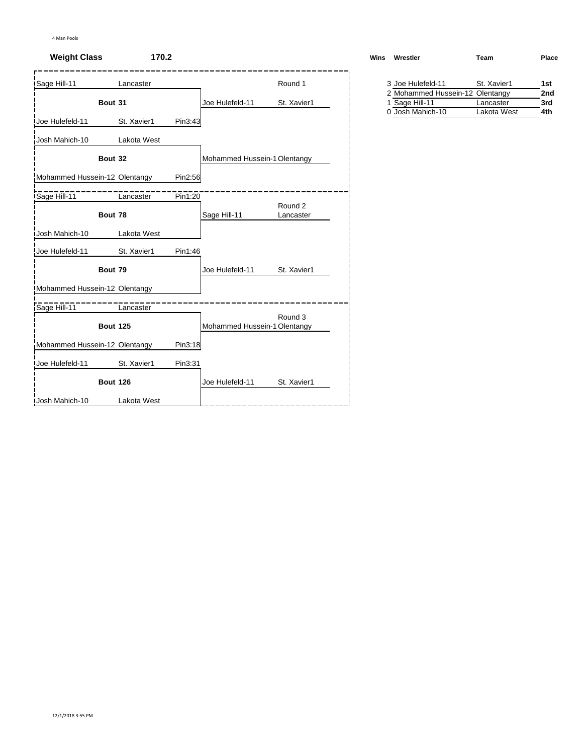4 Man Pools

**Weight Class** **170.2**

**Round 1**

| Wrestler | Team | Result | Bout | Winner | Team |
|---|---|---|---|---|---|
| Sage Hill-11 | Lancaster | | Bout 31 | Joe Hulefeld-11 | St. Xavier1 |
| Joe Hulefeld-11 | St. Xavier1 | Pin3:43 | | | |
| Josh Mahich-10 | Lakota West | | Bout 32 | Mohammed Hussein-1 | Olentangy |
| Mohammed Hussein-12 | Olentangy | Pin2:56 | | | |

**Round 2**

| Wrestler | Team | Result | Bout | Winner | Team |
|---|---|---|---|---|---|
| Sage Hill-11 | Lancaster | Pin1:20 | Bout 78 | Sage Hill-11 | Lancaster |
| Josh Mahich-10 | Lakota West | | | | |
| Joe Hulefeld-11 | St. Xavier1 | Pin1:46 | Bout 79 | Joe Hulefeld-11 | St. Xavier1 |
| Mohammed Hussein-12 | Olentangy | | | | |

**Round 3**

| Wrestler | Team | Result | Bout | Winner | Team |
|---|---|---|---|---|---|
| Sage Hill-11 | Lancaster | | Bout 125 | Mohammed Hussein-1 | Olentangy |
| Mohammed Hussein-12 | Olentangy | Pin3:18 | | | |
| Joe Hulefeld-11 | St. Xavier1 | Pin3:31 | Bout 126 | Joe Hulefeld-11 | St. Xavier1 |
| Josh Mahich-10 | Lakota West | | | | |

| Wins | Wrestler | Team | Place |
|---|---|---|---|
| 3 | Joe Hulefeld-11 | St. Xavier1 | **1st** |
| 2 | Mohammed Hussein-12 | Olentangy | **2nd** |
| 1 | Sage Hill-11 | Lancaster | **3rd** |
| 0 | Josh Mahich-10 | Lakota West | **4th** |

12/1/2018 3:55 PM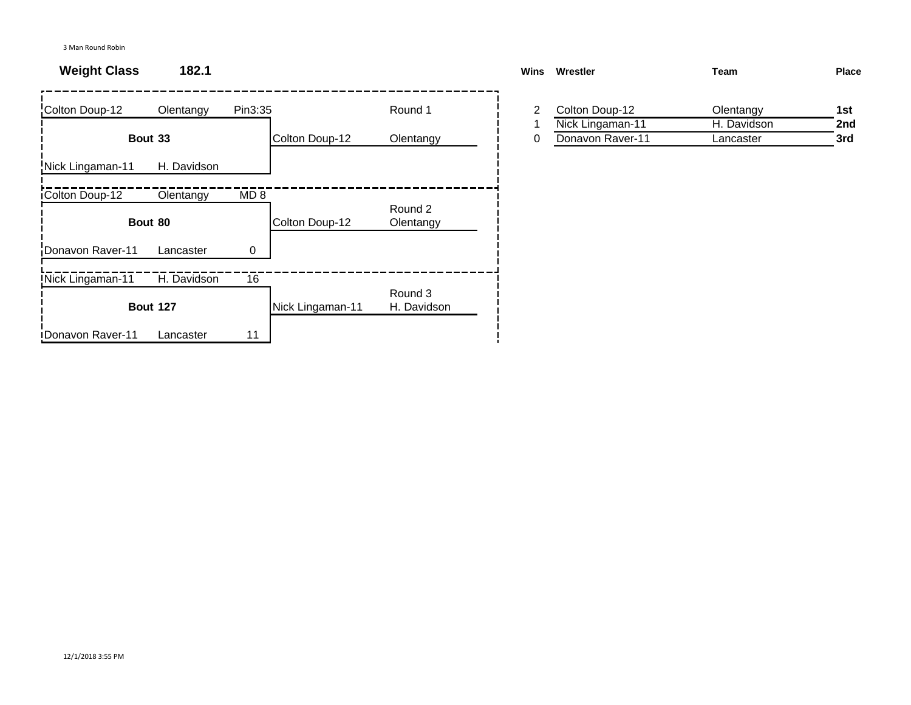3 Man Round Robin

**Weight Class** **182.1**

| Wrestler | Team | Score | Bout | Winner | Team / Round |
|---|---|---|---|---|---|
| Colton Doup-12 | Olentangy | Pin3:35 | | | Round 1 |
| | | | **Bout 33** | Colton Doup-12 | Olentangy |
| Nick Lingaman-11 | H. Davidson | | | | |
| Colton Doup-12 | Olentangy | MD 8 | | | Round 2 |
| | | | **Bout 80** | Colton Doup-12 | Olentangy |
| Donavon Raver-11 | Lancaster | 0 | | | |
| Nick Lingaman-11 | H. Davidson | 16 | | | Round 3 |
| | | | **Bout 127** | Nick Lingaman-11 | H. Davidson |
| Donavon Raver-11 | Lancaster | 11 | | | |

| **Wins** | **Wrestler** | **Team** | **Place** |
|---|---|---|---|
| 2 | Colton Doup-12 | Olentangy | **1st** |
| 1 | Nick Lingaman-11 | H. Davidson | **2nd** |
| 0 | Donavon Raver-11 | Lancaster | **3rd** |

12/1/2018 3:55 PM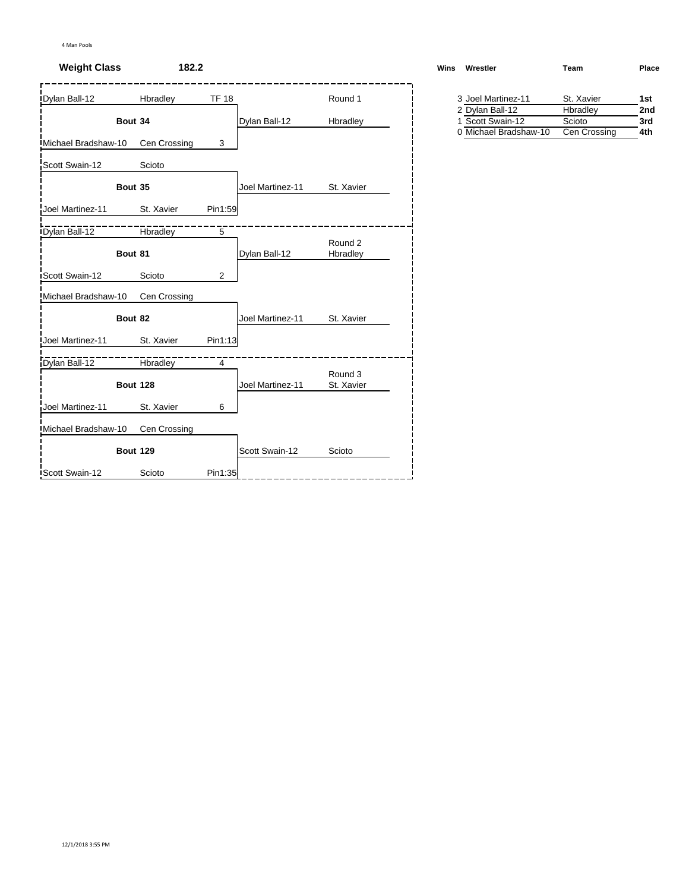4 Man Pools

**Weight Class** **182.2**

### Round 1

**Bout 34**

| Wrestler | Team | Score |
|---|---|---|
| Dylan Ball-12 | Hbradley | TF 18 |
| Michael Bradshaw-10 | Cen Crossing | 3 |

Winner: Dylan Ball-12 — Hbradley

**Bout 35**

| Wrestler | Team | Score |
|---|---|---|
| Scott Swain-12 | Scioto | |
| Joel Martinez-11 | St. Xavier | Pin1:59 |

Winner: Joel Martinez-11 — St. Xavier

### Round 2

**Bout 81**

| Wrestler | Team | Score |
|---|---|---|
| Dylan Ball-12 | Hbradley | 5 |
| Scott Swain-12 | Scioto | 2 |

Winner: Dylan Ball-12 — Hbradley

**Bout 82**

| Wrestler | Team | Score |
|---|---|---|
| Michael Bradshaw-10 | Cen Crossing | |
| Joel Martinez-11 | St. Xavier | Pin1:13 |

Winner: Joel Martinez-11 — St. Xavier

### Round 3

**Bout 128**

| Wrestler | Team | Score |
|---|---|---|
| Dylan Ball-12 | Hbradley | 4 |
| Joel Martinez-11 | St. Xavier | 6 |

Winner: Joel Martinez-11 — St. Xavier

**Bout 129**

| Wrestler | Team | Score |
|---|---|---|
| Michael Bradshaw-10 | Cen Crossing | |
| Scott Swain-12 | Scioto | Pin1:35 |

Winner: Scott Swain-12 — Scioto

### Results

| Wins | Wrestler | Team | Place |
|---|---|---|---|
| 3 | Joel Martinez-11 | St. Xavier | **1st** |
| 2 | Dylan Ball-12 | Hbradley | **2nd** |
| 1 | Scott Swain-12 | Scioto | **3rd** |
| 0 | Michael Bradshaw-10 | Cen Crossing | **4th** |

12/1/2018 3:55 PM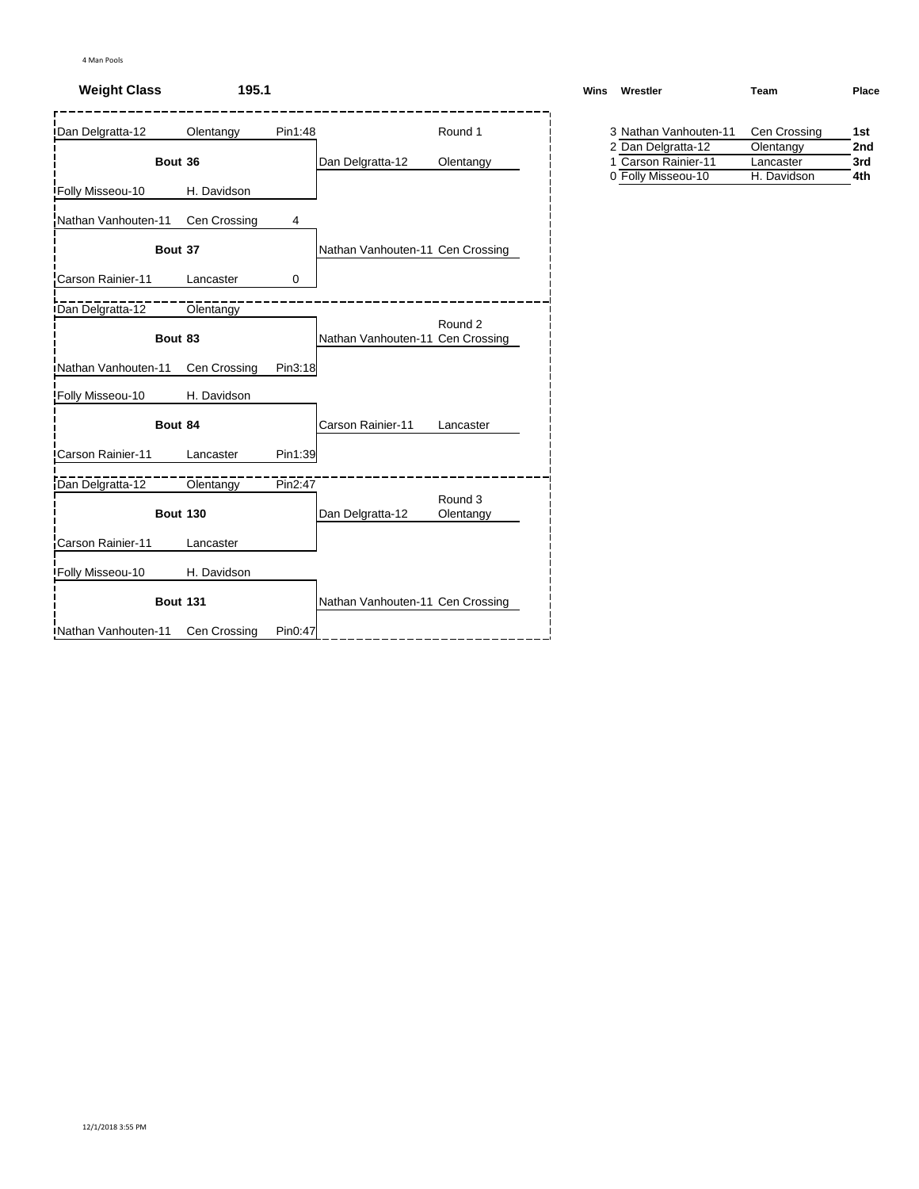4 Man Pools

**Weight Class** **195.1**

### Round 1

**Bout 36**

| Wrestler | Team | Result |
|---|---|---|
| Dan Delgratta-12 | Olentangy | Pin1:48 |
| Folly Misseou-10 | H. Davidson | |

Winner: Dan Delgratta-12, Olentangy

**Bout 37**

| Wrestler | Team | Result |
|---|---|---|
| Nathan Vanhouten-11 | Cen Crossing | 4 |
| Carson Rainier-11 | Lancaster | 0 |

Winner: Nathan Vanhouten-11, Cen Crossing

### Round 2

**Bout 83**

| Wrestler | Team | Result |
|---|---|---|
| Dan Delgratta-12 | Olentangy | |
| Nathan Vanhouten-11 | Cen Crossing | Pin3:18 |

Winner: Nathan Vanhouten-11, Cen Crossing

**Bout 84**

| Wrestler | Team | Result |
|---|---|---|
| Folly Misseou-10 | H. Davidson | |
| Carson Rainier-11 | Lancaster | Pin1:39 |

Winner: Carson Rainier-11, Lancaster

### Round 3

**Bout 130**

| Wrestler | Team | Result |
|---|---|---|
| Dan Delgratta-12 | Olentangy | Pin2:47 |
| Carson Rainier-11 | Lancaster | |

Winner: Dan Delgratta-12, Olentangy

**Bout 131**

| Wrestler | Team | Result |
|---|---|---|
| Folly Misseou-10 | H. Davidson | |
| Nathan Vanhouten-11 | Cen Crossing | Pin0:47 |

Winner: Nathan Vanhouten-11, Cen Crossing

### Standings

| Wins | Wrestler | Team | Place |
|---|---|---|---|
| 3 | Nathan Vanhouten-11 | Cen Crossing | 1st |
| 2 | Dan Delgratta-12 | Olentangy | 2nd |
| 1 | Carson Rainier-11 | Lancaster | 3rd |
| 0 | Folly Misseou-10 | H. Davidson | 4th |

12/1/2018 3:55 PM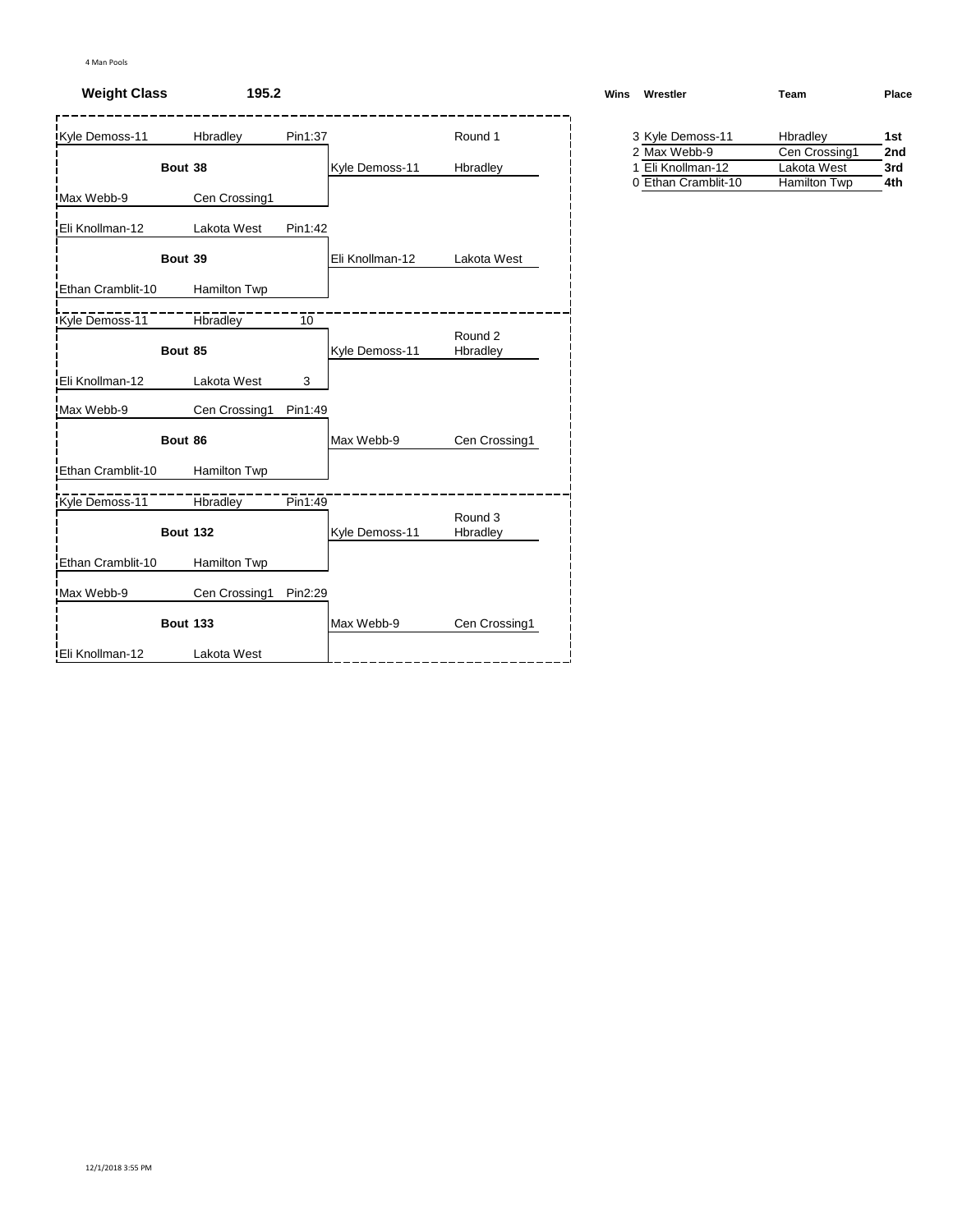4 Man Pools

**Weight Class** **195.2**

## Round 1

| Wrestler | Team | Result |
|---|---|---|
| Kyle Demoss-11 | Hbradley | Pin1:37 |
| **Bout 38** | | |
| Max Webb-9 | Cen Crossing1 | |

Winner: Kyle Demoss-11 — Hbradley

| Wrestler | Team | Result |
|---|---|---|
| Eli Knollman-12 | Lakota West | Pin1:42 |
| **Bout 39** | | |
| Ethan Cramblit-10 | Hamilton Twp | |

Winner: Eli Knollman-12 — Lakota West

## Round 2

| Wrestler | Team | Result |
|---|---|---|
| Kyle Demoss-11 | Hbradley | 10 |
| **Bout 85** | | |
| Eli Knollman-12 | Lakota West | 3 |

Winner: Kyle Demoss-11 — Hbradley

| Wrestler | Team | Result |
|---|---|---|
| Max Webb-9 | Cen Crossing1 | Pin1:49 |
| **Bout 86** | | |
| Ethan Cramblit-10 | Hamilton Twp | |

Winner: Max Webb-9 — Cen Crossing1

## Round 3

| Wrestler | Team | Result |
|---|---|---|
| Kyle Demoss-11 | Hbradley | Pin1:49 |
| **Bout 132** | | |
| Ethan Cramblit-10 | Hamilton Twp | |

Winner: Kyle Demoss-11 — Hbradley

| Wrestler | Team | Result |
|---|---|---|
| Max Webb-9 | Cen Crossing1 | Pin2:29 |
| **Bout 133** | | |
| Eli Knollman-12 | Lakota West | |

Winner: Max Webb-9 — Cen Crossing1

## Standings

| Wins | Wrestler | Team | Place |
|---|---|---|---|
| 3 | Kyle Demoss-11 | Hbradley | 1st |
| 2 | Max Webb-9 | Cen Crossing1 | 2nd |
| 1 | Eli Knollman-12 | Lakota West | 3rd |
| 0 | Ethan Cramblit-10 | Hamilton Twp | 4th |

12/1/2018 3:55 PM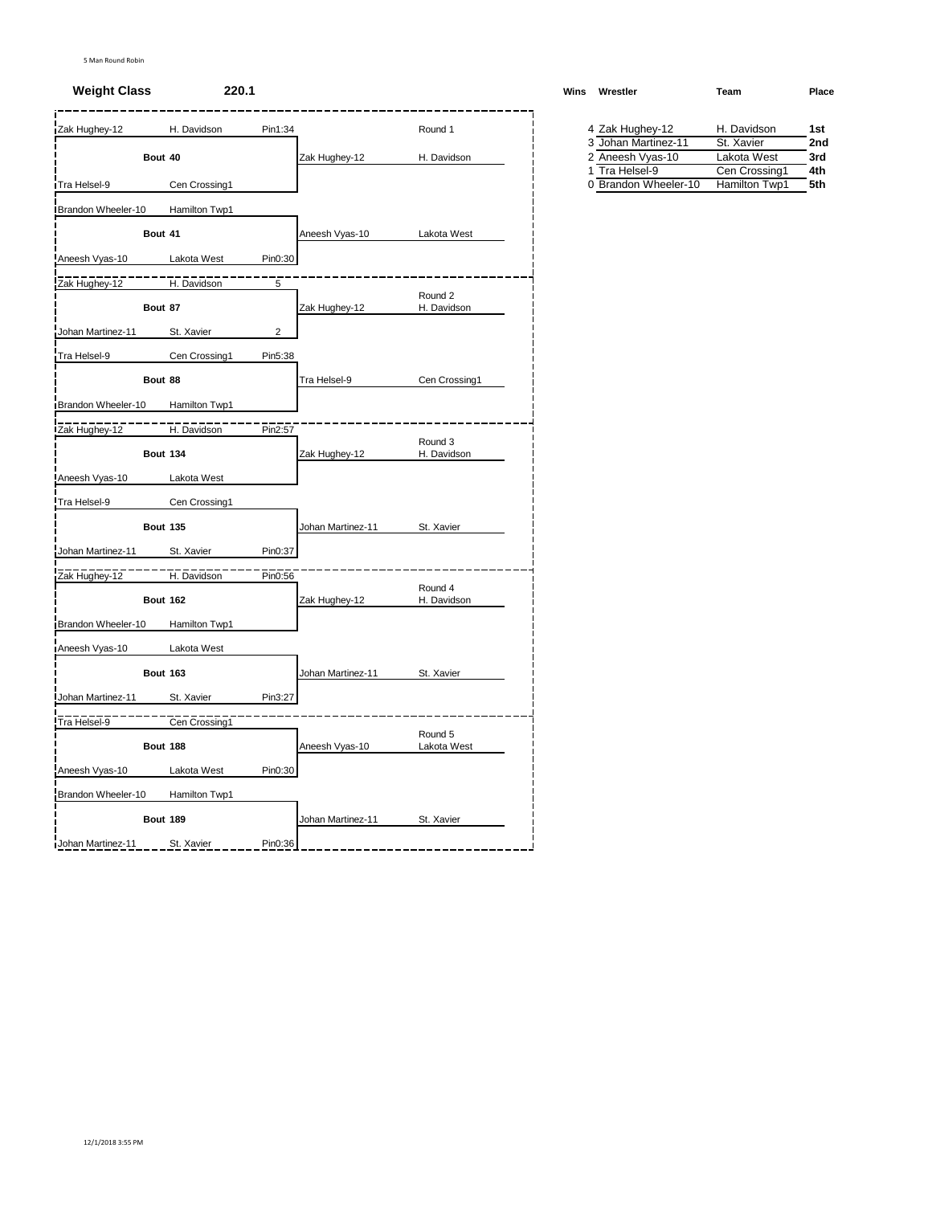5 Man Round Robin

**Weight Class** **220.1**

## Round 1

**Bout 40**

| Wrestler | Team | Result |
|---|---|---|
| Zak Hughey-12 | H. Davidson | Pin1:34 |
| Tra Helsel-9 | Cen Crossing1 | |

Winner: Zak Hughey-12 — H. Davidson

**Bout 41**

| Wrestler | Team | Result |
|---|---|---|
| Brandon Wheeler-10 | Hamilton Twp1 | |
| Aneesh Vyas-10 | Lakota West | Pin0:30 |

Winner: Aneesh Vyas-10 — Lakota West

## Round 2

**Bout 87**

| Wrestler | Team | Result |
|---|---|---|
| Zak Hughey-12 | H. Davidson | 5 |
| Johan Martinez-11 | St. Xavier | 2 |

Winner: Zak Hughey-12 — H. Davidson

**Bout 88**

| Wrestler | Team | Result |
|---|---|---|
| Tra Helsel-9 | Cen Crossing1 | Pin5:38 |
| Brandon Wheeler-10 | Hamilton Twp1 | |

Winner: Tra Helsel-9 — Cen Crossing1

## Round 3

**Bout 134**

| Wrestler | Team | Result |
|---|---|---|
| Zak Hughey-12 | H. Davidson | Pin2:57 |
| Aneesh Vyas-10 | Lakota West | |

Winner: Zak Hughey-12 — H. Davidson

**Bout 135**

| Wrestler | Team | Result |
|---|---|---|
| Tra Helsel-9 | Cen Crossing1 | |
| Johan Martinez-11 | St. Xavier | Pin0:37 |

Winner: Johan Martinez-11 — St. Xavier

## Round 4

**Bout 162**

| Wrestler | Team | Result |
|---|---|---|
| Zak Hughey-12 | H. Davidson | Pin0:56 |
| Brandon Wheeler-10 | Hamilton Twp1 | |

Winner: Zak Hughey-12 — H. Davidson

**Bout 163**

| Wrestler | Team | Result |
|---|---|---|
| Aneesh Vyas-10 | Lakota West | |
| Johan Martinez-11 | St. Xavier | Pin3:27 |

Winner: Johan Martinez-11 — St. Xavier

## Round 5

**Bout 188**

| Wrestler | Team | Result |
|---|---|---|
| Tra Helsel-9 | Cen Crossing1 | |
| Aneesh Vyas-10 | Lakota West | Pin0:30 |

Winner: Aneesh Vyas-10 — Lakota West

**Bout 189**

| Wrestler | Team | Result |
|---|---|---|
| Brandon Wheeler-10 | Hamilton Twp1 | |
| Johan Martinez-11 | St. Xavier | Pin0:36 |

Winner: Johan Martinez-11 — St. Xavier

## Standings

| Wins | Wrestler | Team | Place |
|---|---|---|---|
| 4 | Zak Hughey-12 | H. Davidson | **1st** |
| 3 | Johan Martinez-11 | St. Xavier | **2nd** |
| 2 | Aneesh Vyas-10 | Lakota West | **3rd** |
| 1 | Tra Helsel-9 | Cen Crossing1 | **4th** |
| 0 | Brandon Wheeler-10 | Hamilton Twp1 | **5th** |

12/1/2018 3:55 PM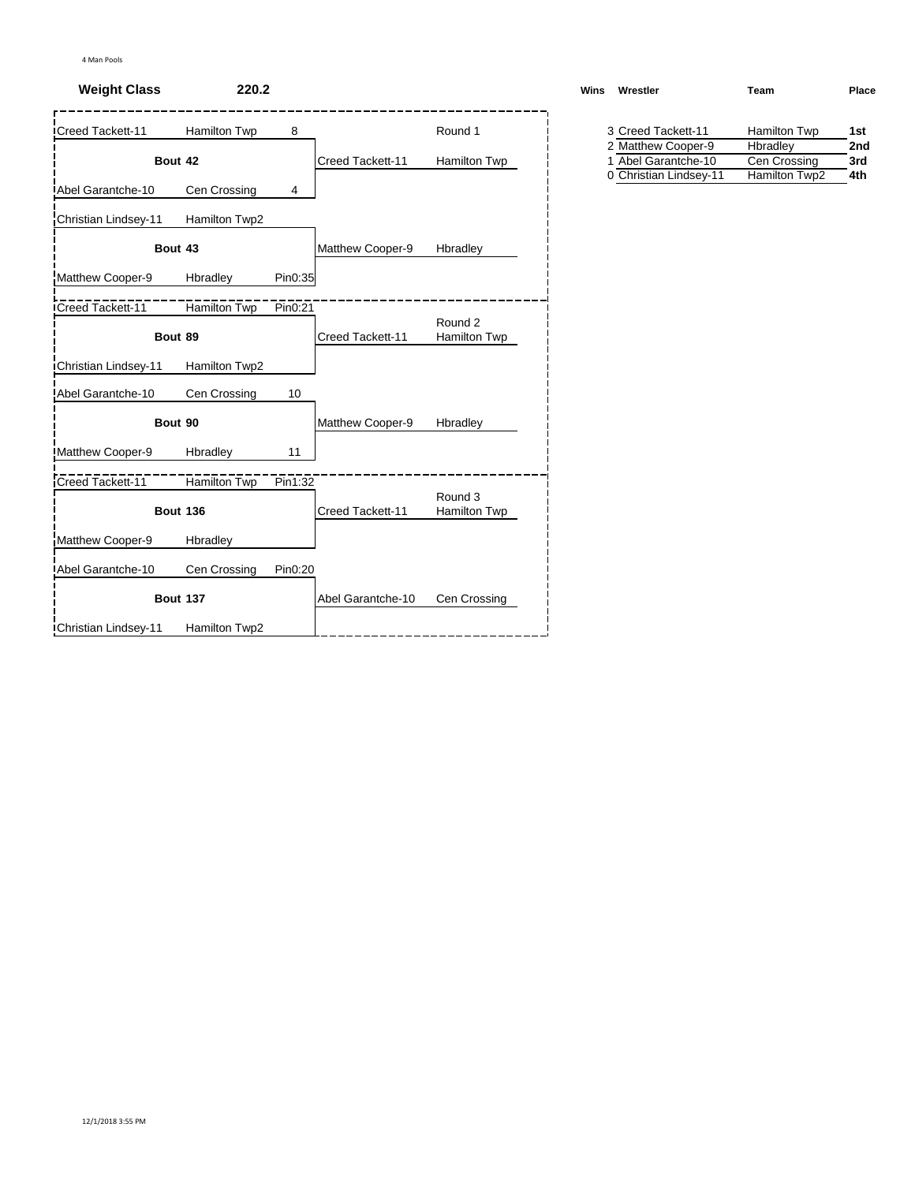4 Man Pools

**Weight Class** **220.2**

## Round 1

| Wrestler | Team | Result | Bout | Winner | Winner Team |
|---|---|---|---|---|---|
| Creed Tackett-11 | Hamilton Twp | 8 | Bout 42 | Creed Tackett-11 | Hamilton Twp |
| Abel Garantche-10 | Cen Crossing | 4 | | | |
| Christian Lindsey-11 | Hamilton Twp2 | | Bout 43 | Matthew Cooper-9 | Hbradley |
| Matthew Cooper-9 | Hbradley | Pin0:35 | | | |

## Round 2

| Wrestler | Team | Result | Bout | Winner | Winner Team |
|---|---|---|---|---|---|
| Creed Tackett-11 | Hamilton Twp | Pin0:21 | Bout 89 | Creed Tackett-11 | Hamilton Twp |
| Christian Lindsey-11 | Hamilton Twp2 | | | | |
| Abel Garantche-10 | Cen Crossing | 10 | Bout 90 | Matthew Cooper-9 | Hbradley |
| Matthew Cooper-9 | Hbradley | 11 | | | |

## Round 3

| Wrestler | Team | Result | Bout | Winner | Winner Team |
|---|---|---|---|---|---|
| Creed Tackett-11 | Hamilton Twp | Pin1:32 | Bout 136 | Creed Tackett-11 | Hamilton Twp |
| Matthew Cooper-9 | Hbradley | | | | |
| Abel Garantche-10 | Cen Crossing | Pin0:20 | Bout 137 | Abel Garantche-10 | Cen Crossing |
| Christian Lindsey-11 | Hamilton Twp2 | | | | |

## Standings

| Wins | Wrestler | Team | Place |
|---|---|---|---|
| 3 | Creed Tackett-11 | Hamilton Twp | **1st** |
| 2 | Matthew Cooper-9 | Hbradley | **2nd** |
| 1 | Abel Garantche-10 | Cen Crossing | **3rd** |
| 0 | Christian Lindsey-11 | Hamilton Twp2 | **4th** |

12/1/2018 3:55 PM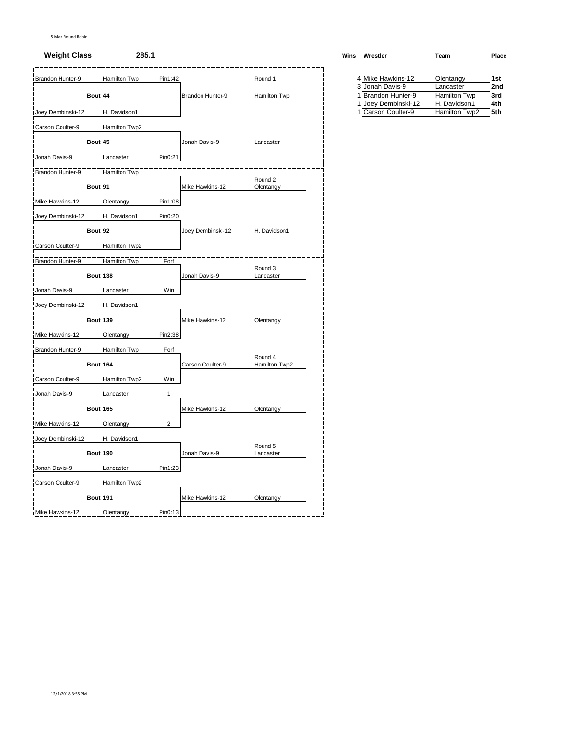5 Man Round Robin

**Weight Class** **285.1**

| Bout | Wrestler 1 | Team 1 | Result 1 | Wrestler 2 | Team 2 | Result 2 | Winner | Winner Team | Round |
|---|---|---|---|---|---|---|---|---|---|
| Bout 44 | Brandon Hunter-9 | Hamilton Twp | Pin1:42 | Joey Dembinski-12 | H. Davidson1 | | Brandon Hunter-9 | Hamilton Twp | Round 1 |
| Bout 45 | Carson Coulter-9 | Hamilton Twp2 | | Jonah Davis-9 | Lancaster | Pin0:21 | Jonah Davis-9 | Lancaster | Round 1 |
| Bout 91 | Brandon Hunter-9 | Hamilton Twp | | Mike Hawkins-12 | Olentangy | Pin1:08 | Mike Hawkins-12 | Olentangy | Round 2 |
| Bout 92 | Joey Dembinski-12 | H. Davidson1 | Pin0:20 | Carson Coulter-9 | Hamilton Twp2 | | Joey Dembinski-12 | H. Davidson1 | Round 2 |
| Bout 138 | Brandon Hunter-9 | Hamilton Twp | Forf | Jonah Davis-9 | Lancaster | Win | Jonah Davis-9 | Lancaster | Round 3 |
| Bout 139 | Joey Dembinski-12 | H. Davidson1 | | Mike Hawkins-12 | Olentangy | Pin2:38 | Mike Hawkins-12 | Olentangy | Round 3 |
| Bout 164 | Brandon Hunter-9 | Hamilton Twp | Forf | Carson Coulter-9 | Hamilton Twp2 | Win | Carson Coulter-9 | Hamilton Twp2 | Round 4 |
| Bout 165 | Jonah Davis-9 | Lancaster | 1 | Mike Hawkins-12 | Olentangy | 2 | Mike Hawkins-12 | Olentangy | Round 4 |
| Bout 190 | Joey Dembinski-12 | H. Davidson1 | | Jonah Davis-9 | Lancaster | Pin1:23 | Jonah Davis-9 | Lancaster | Round 5 |
| Bout 191 | Carson Coulter-9 | Hamilton Twp2 | | Mike Hawkins-12 | Olentangy | Pin0:13 | Mike Hawkins-12 | Olentangy | Round 5 |

| Wins | Wrestler | Team | Place |
|---|---|---|---|
| 4 | Mike Hawkins-12 | Olentangy | 1st |
| 3 | Jonah Davis-9 | Lancaster | 2nd |
| 1 | Brandon Hunter-9 | Hamilton Twp | 3rd |
| 1 | Joey Dembinski-12 | H. Davidson1 | 4th |
| 1 | Carson Coulter-9 | Hamilton Twp2 | 5th |

12/1/2018 3:55 PM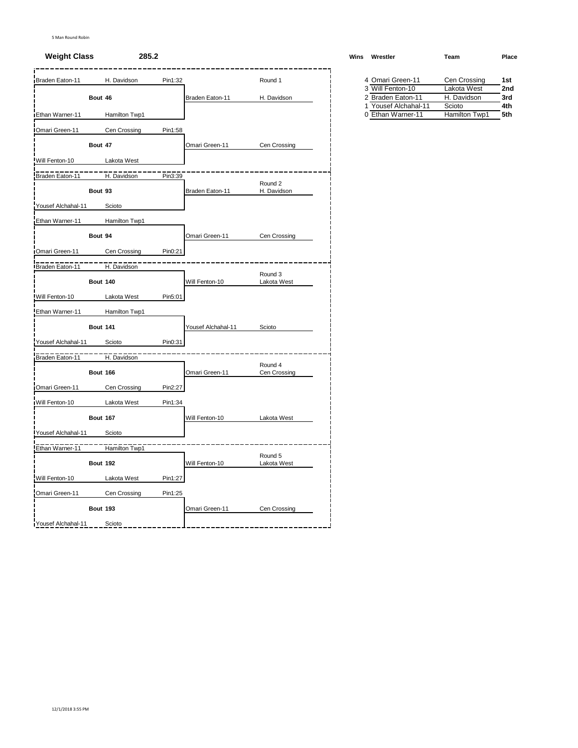5 Man Round Robin

**Weight Class** **285.2**

## Round 1

| | | | | |
|---|---|---|---|---|
| Braden Eaton-11 | H. Davidson | Pin1:32 | | |
| **Bout 46** | | | Braden Eaton-11 | H. Davidson |
| Ethan Warner-11 | Hamilton Twp1 | | | |
| Omari Green-11 | Cen Crossing | Pin1:58 | | |
| **Bout 47** | | | Omari Green-11 | Cen Crossing |
| Will Fenton-10 | Lakota West | | | |

## Round 2

| | | | | |
|---|---|---|---|---|
| Braden Eaton-11 | H. Davidson | Pin3:39 | | |
| **Bout 93** | | | Braden Eaton-11 | H. Davidson |
| Yousef Alchahal-11 | Scioto | | | |
| Ethan Warner-11 | Hamilton Twp1 | | | |
| **Bout 94** | | | Omari Green-11 | Cen Crossing |
| Omari Green-11 | Cen Crossing | Pin0:21 | | |

## Round 3

| | | | | |
|---|---|---|---|---|
| Braden Eaton-11 | H. Davidson | | | |
| **Bout 140** | | | Will Fenton-10 | Lakota West |
| Will Fenton-10 | Lakota West | Pin5:01 | | |
| Ethan Warner-11 | Hamilton Twp1 | | | |
| **Bout 141** | | | Yousef Alchahal-11 | Scioto |
| Yousef Alchahal-11 | Scioto | Pin0:31 | | |

## Round 4

| | | | | |
|---|---|---|---|---|
| Braden Eaton-11 | H. Davidson | | | |
| **Bout 166** | | | Omari Green-11 | Cen Crossing |
| Omari Green-11 | Cen Crossing | Pin2:27 | | |
| Will Fenton-10 | Lakota West | Pin1:34 | | |
| **Bout 167** | | | Will Fenton-10 | Lakota West |
| Yousef Alchahal-11 | Scioto | | | |

## Round 5

| | | | | |
|---|---|---|---|---|
| Ethan Warner-11 | Hamilton Twp1 | | | |
| **Bout 192** | | | Will Fenton-10 | Lakota West |
| Will Fenton-10 | Lakota West | Pin1:27 | | |
| Omari Green-11 | Cen Crossing | Pin1:25 | | |
| **Bout 193** | | | Omari Green-11 | Cen Crossing |
| Yousef Alchahal-11 | Scioto | | | |

| Wins | Wrestler | Team | Place |
|---|---|---|---|
| 4 | Omari Green-11 | Cen Crossing | **1st** |
| 3 | Will Fenton-10 | Lakota West | **2nd** |
| 2 | Braden Eaton-11 | H. Davidson | **3rd** |
| 1 | Yousef Alchahal-11 | Scioto | **4th** |
| 0 | Ethan Warner-11 | Hamilton Twp1 | **5th** |

12/1/2018 3:55 PM